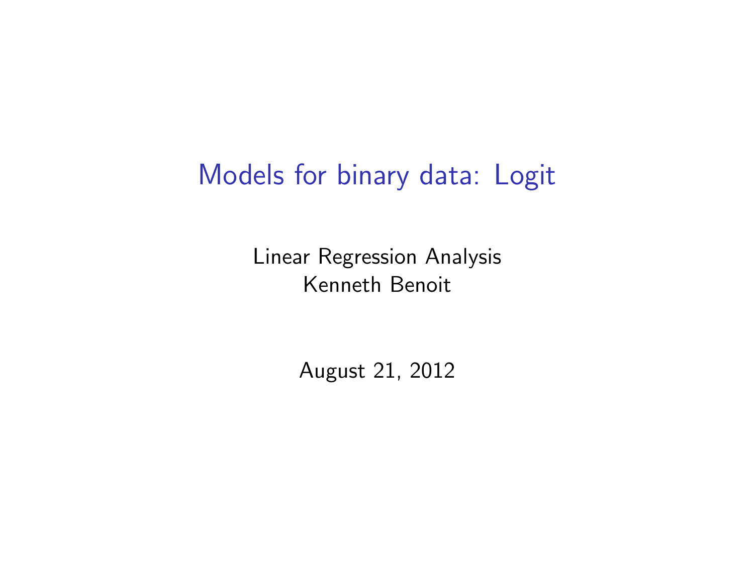# Models for binary data: Logit

Linear Regression Analysis
Kenneth Benoit

August 21, 2012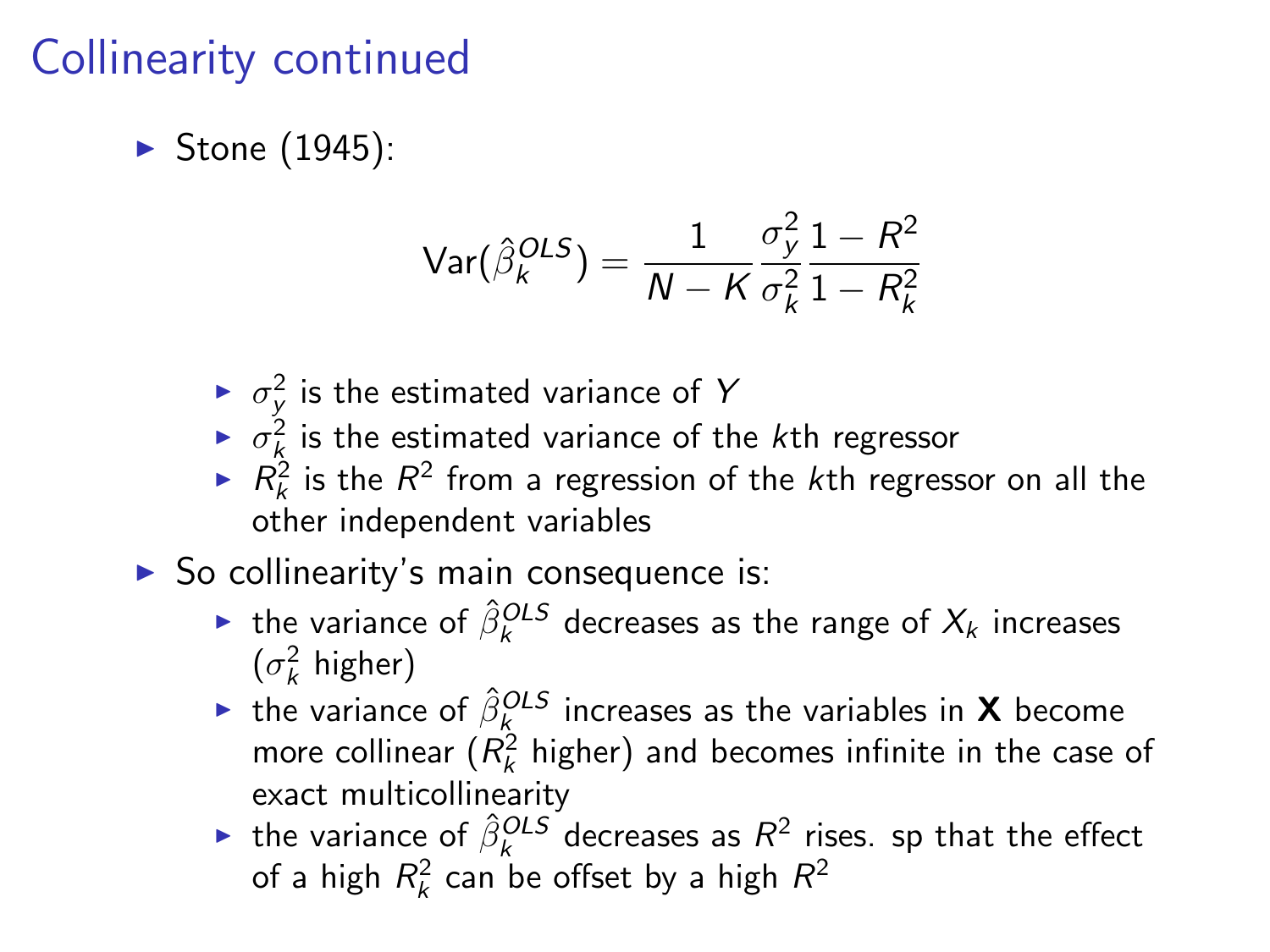# Collinearity continued

- Stone (1945):

$$\text{Var}(\hat{\beta}_k^{OLS}) = \frac{1}{N-K} \frac{\sigma_y^2}{\sigma_k^2} \frac{1-R^2}{1-R_k^2}$$

  - $\sigma_y^2$ is the estimated variance of $Y$
  - $\sigma_k^2$ is the estimated variance of the $k$th regressor
  - $R_k^2$ is the $R^2$ from a regression of the $k$th regressor on all the other independent variables

- So collinearity's main consequence is:
  - the variance of $\hat{\beta}_k^{OLS}$ decreases as the range of $X_k$ increases ($\sigma_k^2$ higher)
  - the variance of $\hat{\beta}_k^{OLS}$ increases as the variables in $\mathbf{X}$ become more collinear ($R_k^2$ higher) and becomes infinite in the case of exact multicollinearity
  - the variance of $\hat{\beta}_k^{OLS}$ decreases as $R^2$ rises. sp that the effect of a high $R_k^2$ can be offset by a high $R^2$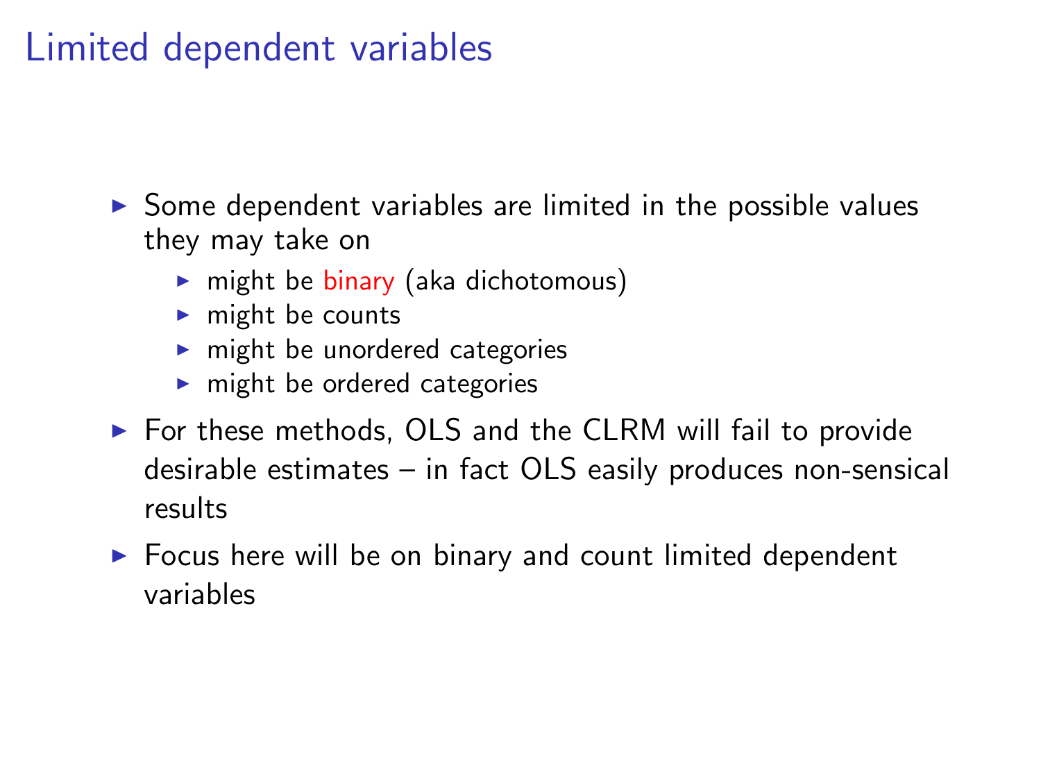# Limited dependent variables

- Some dependent variables are limited in the possible values they may take on
  - might be binary (aka dichotomous)
  - might be counts
  - might be unordered categories
  - might be ordered categories
- For these methods, OLS and the CLRM will fail to provide desirable estimates – in fact OLS easily produces non-sensical results
- Focus here will be on binary and count limited dependent variables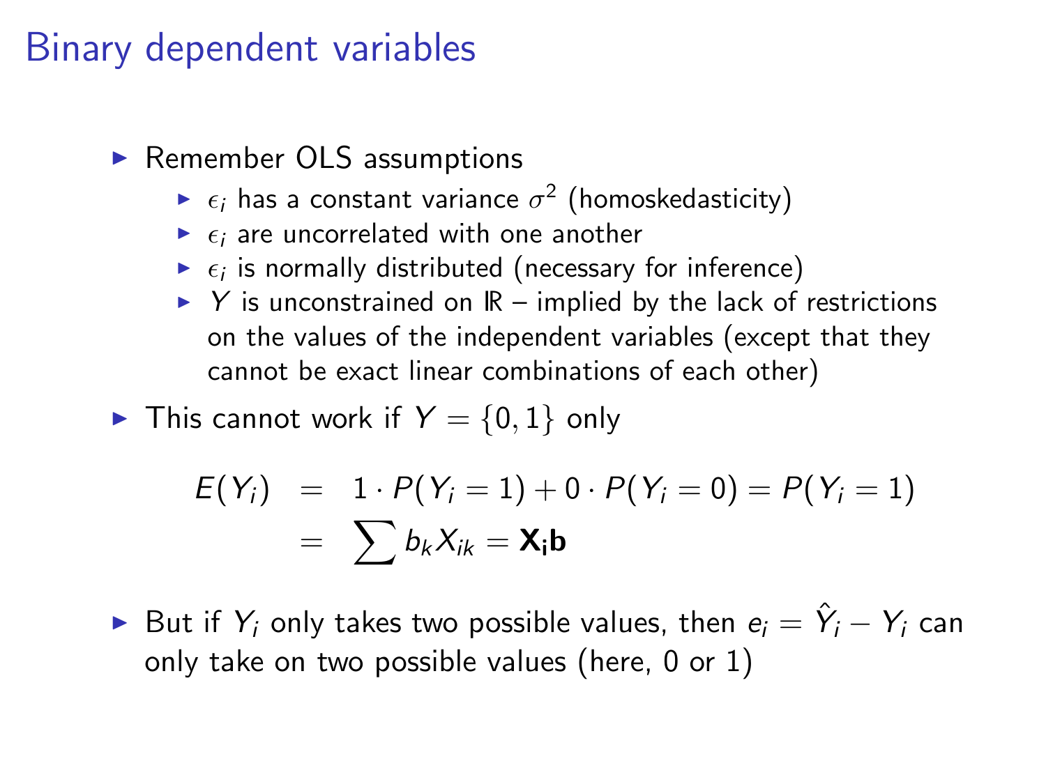# Binary dependent variables

- Remember OLS assumptions
  - $\epsilon_i$ has a constant variance $\sigma^2$ (homoskedasticity)
  - $\epsilon_i$ are uncorrelated with one another
  - $\epsilon_i$ is normally distributed (necessary for inference)
  - $Y$ is unconstrained on $\mathbb{R}$ – implied by the lack of restrictions on the values of the independent variables (except that they cannot be exact linear combinations of each other)
- This cannot work if $Y = \{0, 1\}$ only

$$
\begin{aligned}
E(Y_i) &= 1 \cdot P(Y_i = 1) + 0 \cdot P(Y_i = 0) = P(Y_i = 1) \\
&= \sum b_k X_{ik} = \mathbf{X_i b}
\end{aligned}
$$

- But if $Y_i$ only takes two possible values, then $e_i = \hat{Y}_i - Y_i$ can only take on two possible values (here, 0 or 1)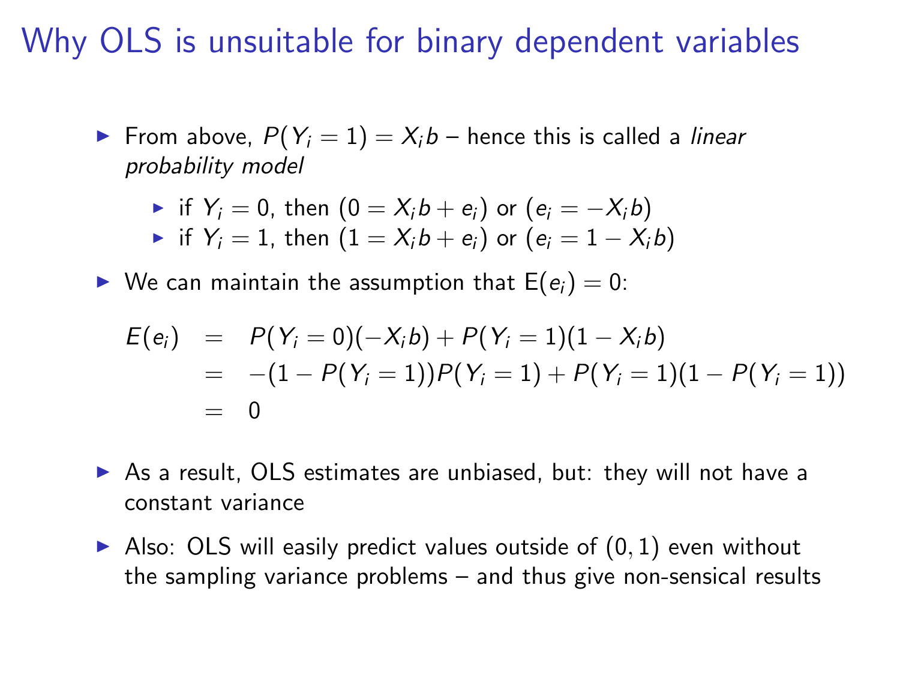# Why OLS is unsuitable for binary dependent variables

- From above, $P(Y_i = 1) = X_i b$ – hence this is called a *linear probability model*
  - if $Y_i = 0$, then $(0 = X_i b + e_i)$ or $(e_i = -X_i b)$
  - if $Y_i = 1$, then $(1 = X_i b + e_i)$ or $(e_i = 1 - X_i b)$
- We can maintain the assumption that $\mathrm{E}(e_i) = 0$:

$$
\begin{aligned}
E(e_i) &= P(Y_i = 0)(-X_i b) + P(Y_i = 1)(1 - X_i b) \\
&= -(1 - P(Y_i = 1))P(Y_i = 1) + P(Y_i = 1)(1 - P(Y_i = 1)) \\
&= 0
\end{aligned}
$$

- As a result, OLS estimates are unbiased, but: they will not have a constant variance
- Also: OLS will easily predict values outside of $(0, 1)$ even without the sampling variance problems – and thus give non-sensical results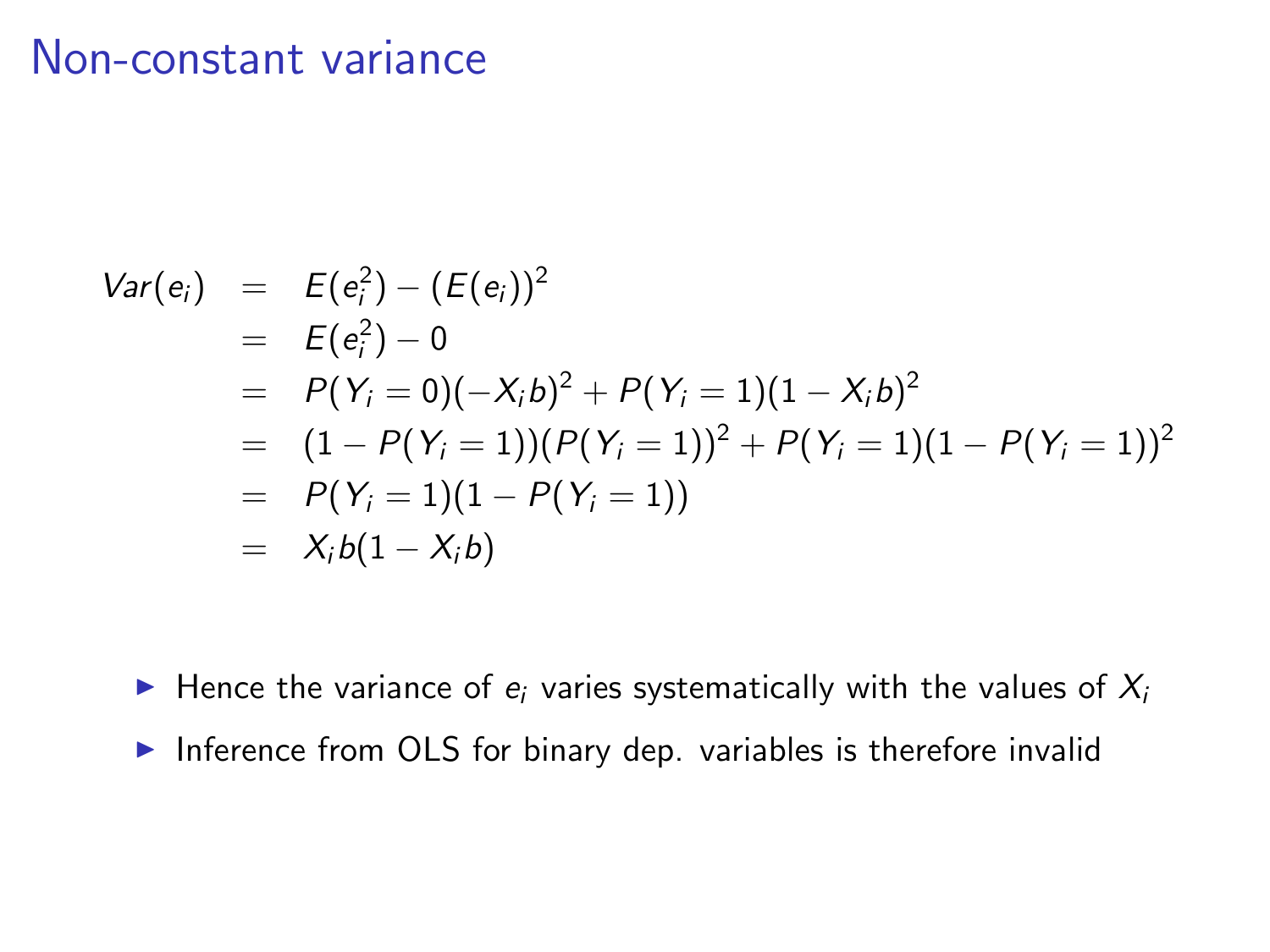# Non-constant variance

$$
\begin{aligned}
Var(e_i) &= E(e_i^2) - (E(e_i))^2 \\
&= E(e_i^2) - 0 \\
&= P(Y_i = 0)(-X_i b)^2 + P(Y_i = 1)(1 - X_i b)^2 \\
&= (1 - P(Y_i = 1))(P(Y_i = 1))^2 + P(Y_i = 1)(1 - P(Y_i = 1))^2 \\
&= P(Y_i = 1)(1 - P(Y_i = 1)) \\
&= X_i b(1 - X_i b)
\end{aligned}
$$

- Hence the variance of $e_i$ varies systematically with the values of $X_i$
- Inference from OLS for binary dep. variables is therefore invalid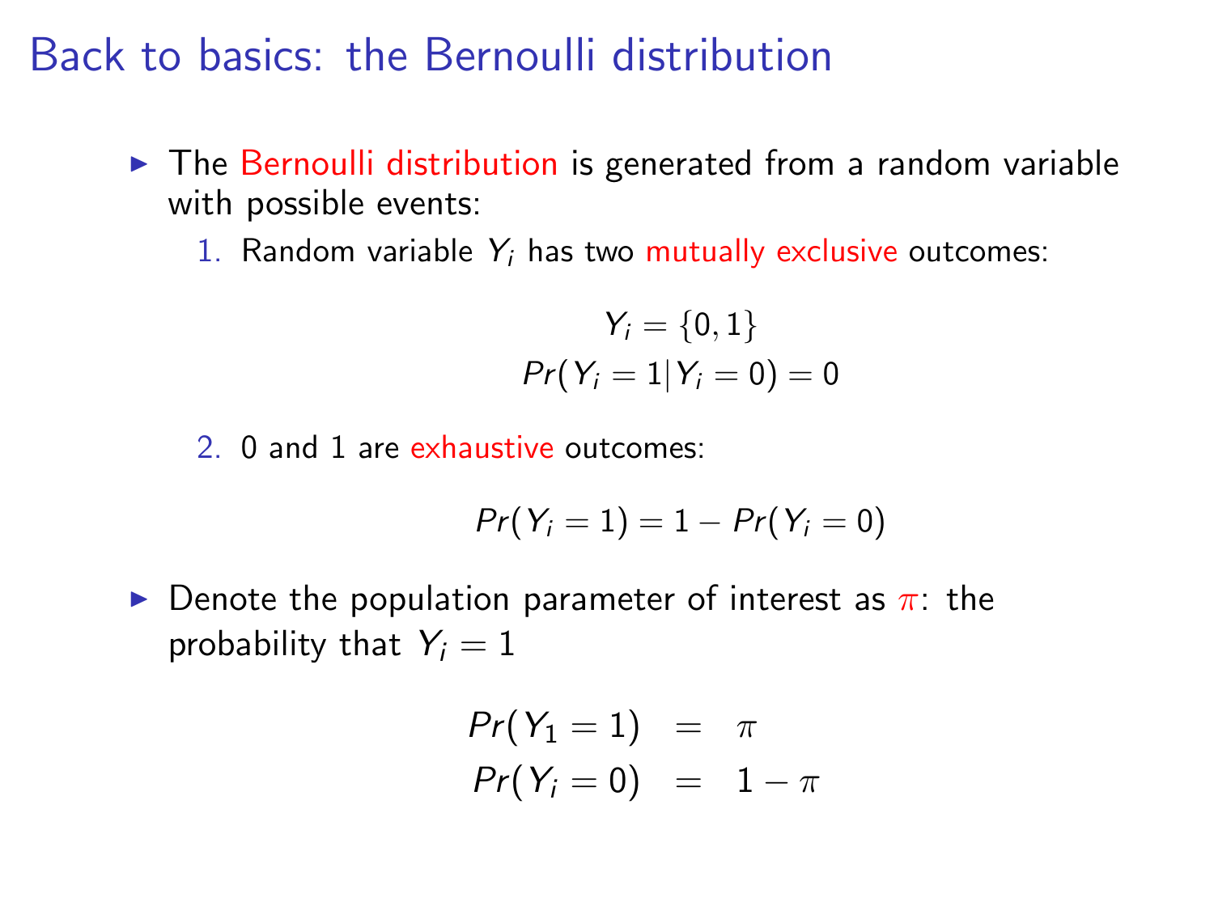# Back to basics: the Bernoulli distribution

- The Bernoulli distribution is generated from a random variable with possible events:
  1. Random variable $Y_i$ has two mutually exclusive outcomes:

  $$Y_i = \{0, 1\}$$
  $$Pr(Y_i = 1 | Y_i = 0) = 0$$

  2. 0 and 1 are exhaustive outcomes:

  $$Pr(Y_i = 1) = 1 - Pr(Y_i = 0)$$

- Denote the population parameter of interest as $\pi$: the probability that $Y_i = 1$

$$\begin{aligned} Pr(Y_1 = 1) &= \pi \\ Pr(Y_i = 0) &= 1 - \pi \end{aligned}$$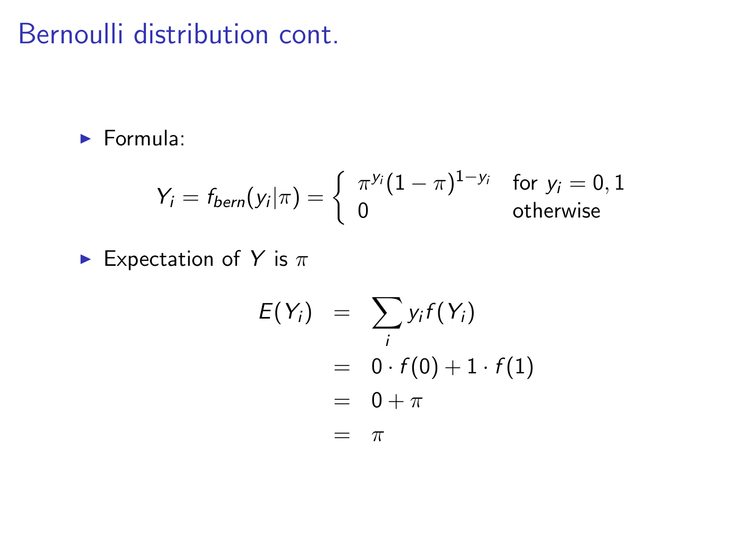# Bernoulli distribution cont.

- Formula:

$$Y_i = f_{bern}(y_i|\pi) = \begin{cases} \pi^{y_i}(1-\pi)^{1-y_i} & \text{for } y_i = 0, 1 \\ 0 & \text{otherwise} \end{cases}$$

- Expectation of $Y$ is $\pi$

$$\begin{aligned} E(Y_i) &= \sum_i y_i f(Y_i) \\ &= 0 \cdot f(0) + 1 \cdot f(1) \\ &= 0 + \pi \\ &= \pi \end{aligned}$$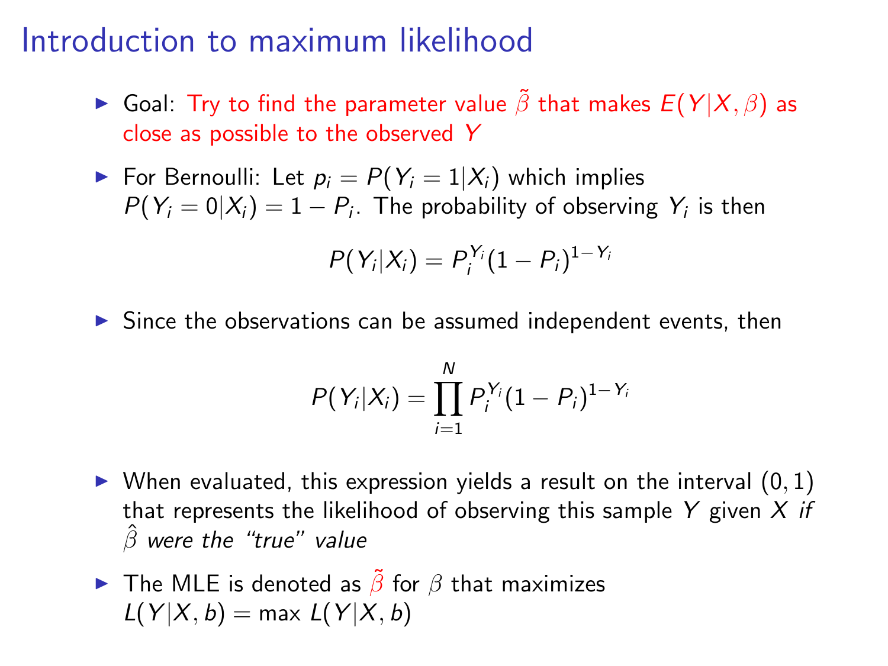# Introduction to maximum likelihood

- Goal: Try to find the parameter value $\tilde{\beta}$ that makes $E(Y|X, \beta)$ as close as possible to the observed $Y$
- For Bernoulli: Let $p_i = P(Y_i = 1|X_i)$ which implies $P(Y_i = 0|X_i) = 1 - P_i$. The probability of observing $Y_i$ is then

$$P(Y_i|X_i) = P_i^{Y_i}(1 - P_i)^{1-Y_i}$$

- Since the observations can be assumed independent events, then

$$P(Y_i|X_i) = \prod_{i=1}^{N} P_i^{Y_i}(1 - P_i)^{1-Y_i}$$

- When evaluated, this expression yields a result on the interval $(0, 1)$ that represents the likelihood of observing this sample $Y$ given $X$ *if* $\hat{\beta}$ *were the "true" value*
- The MLE is denoted as $\tilde{\beta}$ for $\beta$ that maximizes $L(Y|X, b) = \max L(Y|X, b)$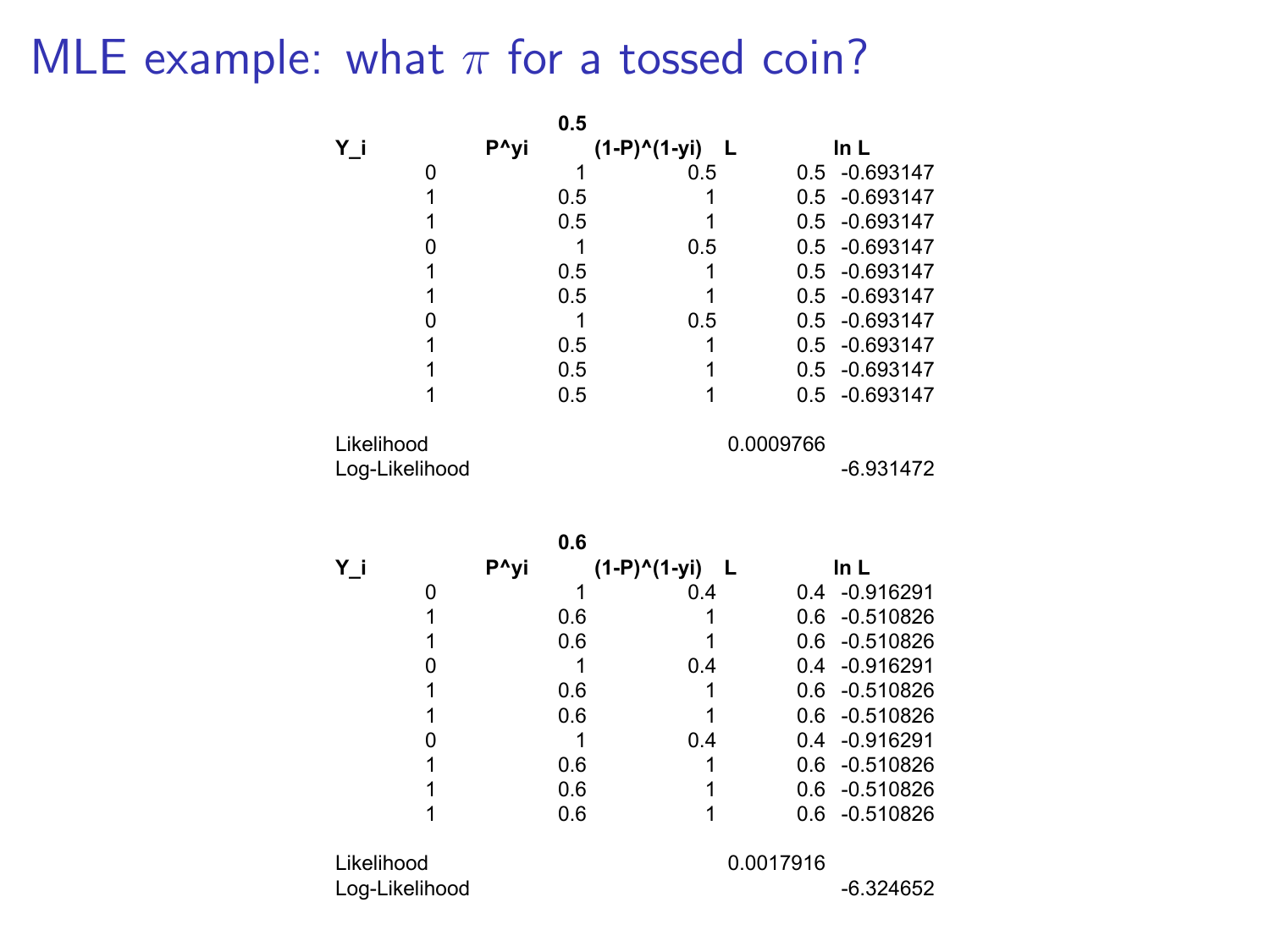# MLE example: what $\pi$ for a tossed coin?

**0.5**

| Y_i | P^yi | (1-P)^(1-yi) | L | ln L |
|---|---|---|---|---|
| 0 | 1 | 0.5 | 0.5 | -0.693147 |
| 1 | 0.5 | 1 | 0.5 | -0.693147 |
| 1 | 0.5 | 1 | 0.5 | -0.693147 |
| 0 | 1 | 0.5 | 0.5 | -0.693147 |
| 1 | 0.5 | 1 | 0.5 | -0.693147 |
| 1 | 0.5 | 1 | 0.5 | -0.693147 |
| 0 | 1 | 0.5 | 0.5 | -0.693147 |
| 1 | 0.5 | 1 | 0.5 | -0.693147 |
| 1 | 0.5 | 1 | 0.5 | -0.693147 |
| 1 | 0.5 | 1 | 0.5 | -0.693147 |
| Likelihood | | | 0.0009766 | |
| Log-Likelihood | | | | -6.931472 |

**0.6**

| Y_i | P^yi | (1-P)^(1-yi) | L | ln L |
|---|---|---|---|---|
| 0 | 1 | 0.4 | 0.4 | -0.916291 |
| 1 | 0.6 | 1 | 0.6 | -0.510826 |
| 1 | 0.6 | 1 | 0.6 | -0.510826 |
| 0 | 1 | 0.4 | 0.4 | -0.916291 |
| 1 | 0.6 | 1 | 0.6 | -0.510826 |
| 1 | 0.6 | 1 | 0.6 | -0.510826 |
| 0 | 1 | 0.4 | 0.4 | -0.916291 |
| 1 | 0.6 | 1 | 0.6 | -0.510826 |
| 1 | 0.6 | 1 | 0.6 | -0.510826 |
| 1 | 0.6 | 1 | 0.6 | -0.510826 |
| Likelihood | | | 0.0017916 | |
| Log-Likelihood | | | | -6.324652 |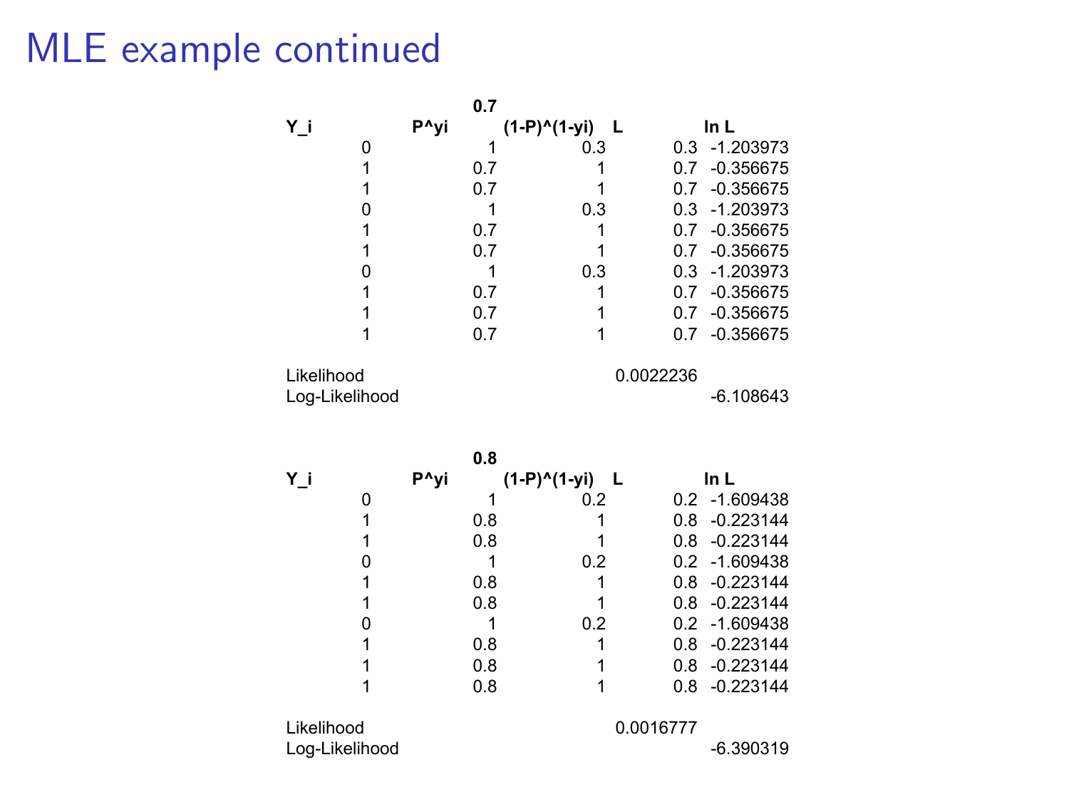# MLE example continued

| | | 0.7 | | | |
|---|---|---|---|---|---|
| Y_i | P^yi | (1-P)^(1-yi) | L | | ln L |
| 0 | 1 | 0.3 | | 0.3 | -1.203973 |
| 1 | 0.7 | 1 | | 0.7 | -0.356675 |
| 1 | 0.7 | 1 | | 0.7 | -0.356675 |
| 0 | 1 | 0.3 | | 0.3 | -1.203973 |
| 1 | 0.7 | 1 | | 0.7 | -0.356675 |
| 1 | 0.7 | 1 | | 0.7 | -0.356675 |
| 0 | 1 | 0.3 | | 0.3 | -1.203973 |
| 1 | 0.7 | 1 | | 0.7 | -0.356675 |
| 1 | 0.7 | 1 | | 0.7 | -0.356675 |
| 1 | 0.7 | 1 | | 0.7 | -0.356675 |
| | | | | | |
| Likelihood | | | 0.0022236 | | |
| Log-Likelihood | | | | | -6.108643 |

| | | 0.8 | | | |
|---|---|---|---|---|---|
| Y_i | P^yi | (1-P)^(1-yi) | L | | ln L |
| 0 | 1 | 0.2 | | 0.2 | -1.609438 |
| 1 | 0.8 | 1 | | 0.8 | -0.223144 |
| 1 | 0.8 | 1 | | 0.8 | -0.223144 |
| 0 | 1 | 0.2 | | 0.2 | -1.609438 |
| 1 | 0.8 | 1 | | 0.8 | -0.223144 |
| 1 | 0.8 | 1 | | 0.8 | -0.223144 |
| 0 | 1 | 0.2 | | 0.2 | -1.609438 |
| 1 | 0.8 | 1 | | 0.8 | -0.223144 |
| 1 | 0.8 | 1 | | 0.8 | -0.223144 |
| 1 | 0.8 | 1 | | 0.8 | -0.223144 |
| | | | | | |
| Likelihood | | | 0.0016777 | | |
| Log-Likelihood | | | | | -6.390319 |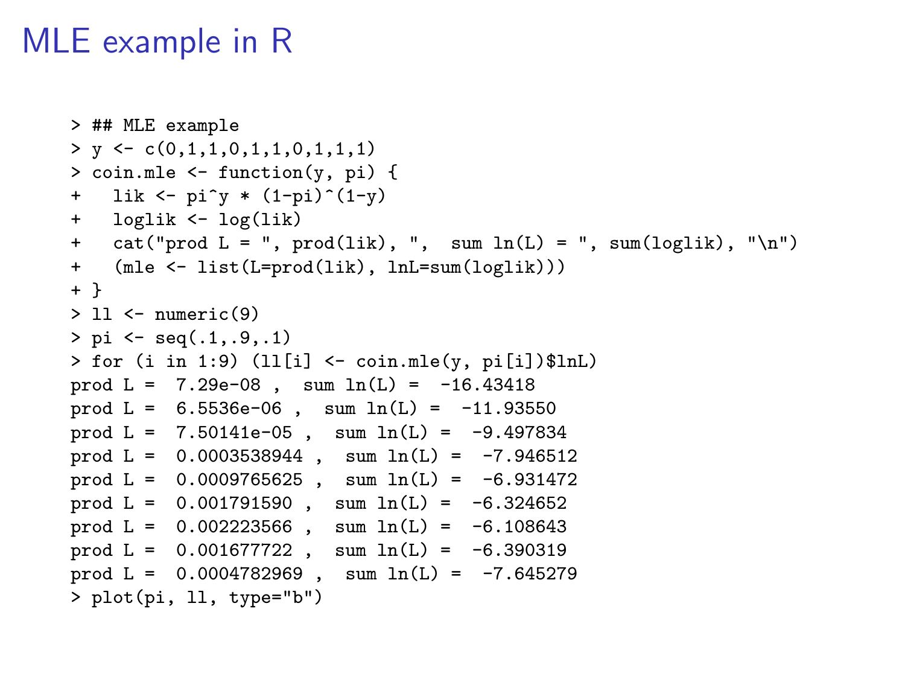# MLE example in R

```
> ## MLE example
> y <- c(0,1,1,0,1,1,0,1,1,1)
> coin.mle <- function(y, pi) {
+   lik <- pi^y * (1-pi)^(1-y)
+   loglik <- log(lik)
+   cat("prod L = ", prod(lik), ",  sum ln(L) = ", sum(loglik), "\n")
+   (mle <- list(L=prod(lik), lnL=sum(loglik)))
+ }
> ll <- numeric(9)
> pi <- seq(.1,.9,.1)
> for (i in 1:9) (ll[i] <- coin.mle(y, pi[i])$lnL)
prod L =  7.29e-08 ,  sum ln(L) =  -16.43418
prod L =  6.5536e-06 ,  sum ln(L) =  -11.93550
prod L =  7.50141e-05 ,  sum ln(L) =  -9.497834
prod L =  0.0003538944 ,  sum ln(L) =  -7.946512
prod L =  0.0009765625 ,  sum ln(L) =  -6.931472
prod L =  0.001791590 ,  sum ln(L) =  -6.324652
prod L =  0.002223566 ,  sum ln(L) =  -6.108643
prod L =  0.001677722 ,  sum ln(L) =  -6.390319
prod L =  0.0004782969 ,  sum ln(L) =  -7.645279
> plot(pi, ll, type="b")
```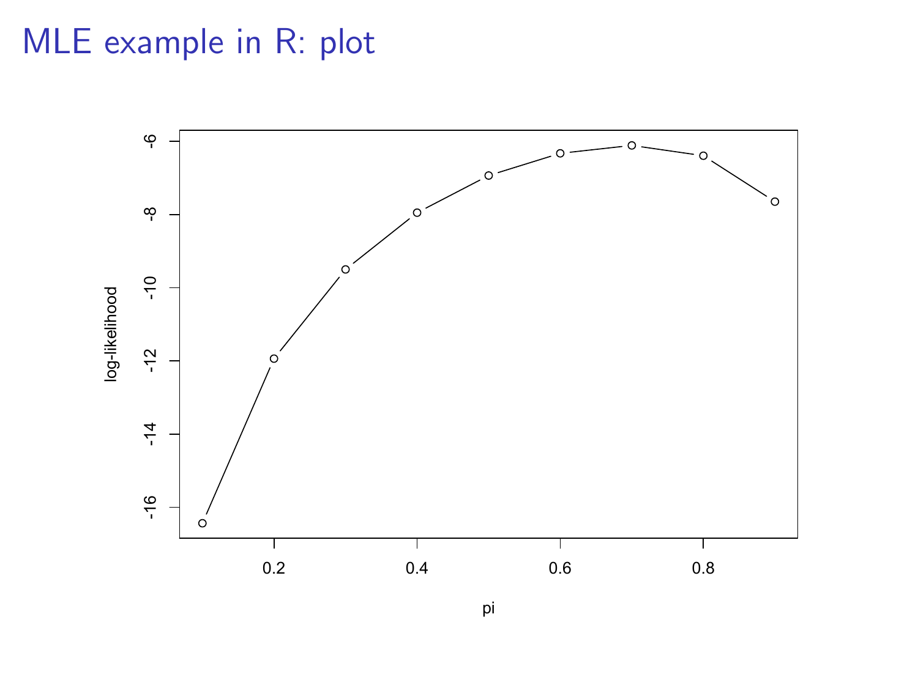# MLE example in R: plot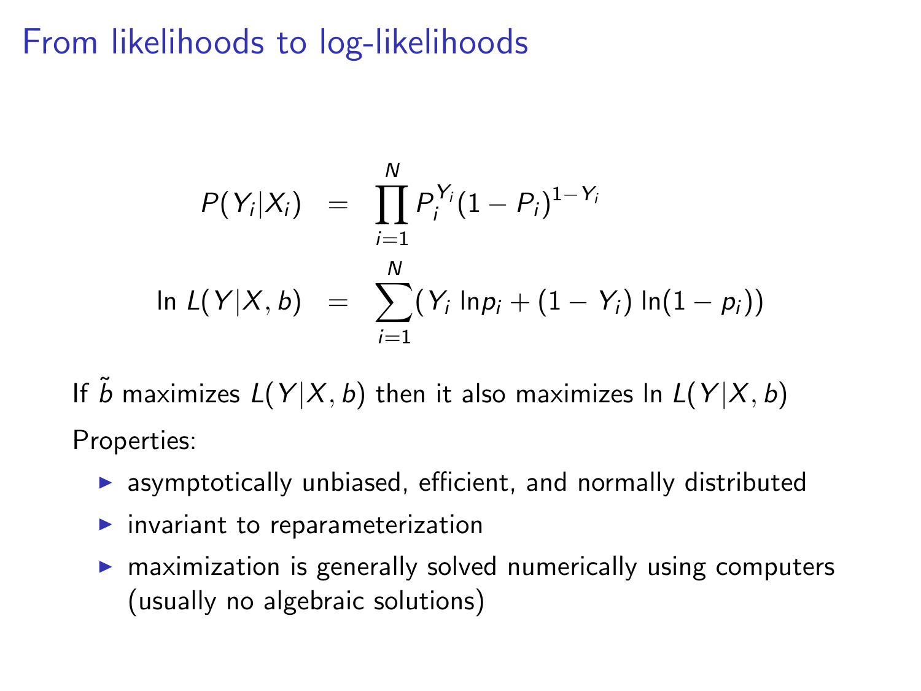# From likelihoods to log-likelihoods

$$
\begin{aligned}
P(Y_i|X_i) &= \prod_{i=1}^{N} P_i^{Y_i}(1-P_i)^{1-Y_i} \\
\ln L(Y|X,b) &= \sum_{i=1}^{N} (Y_i \ln p_i + (1-Y_i)\ln(1-p_i))
\end{aligned}
$$

If $\tilde{b}$ maximizes $L(Y|X,b)$ then it also maximizes $\ln L(Y|X,b)$

Properties:

- asymptotically unbiased, efficient, and normally distributed
- invariant to reparameterization
- maximization is generally solved numerically using computers (usually no algebraic solutions)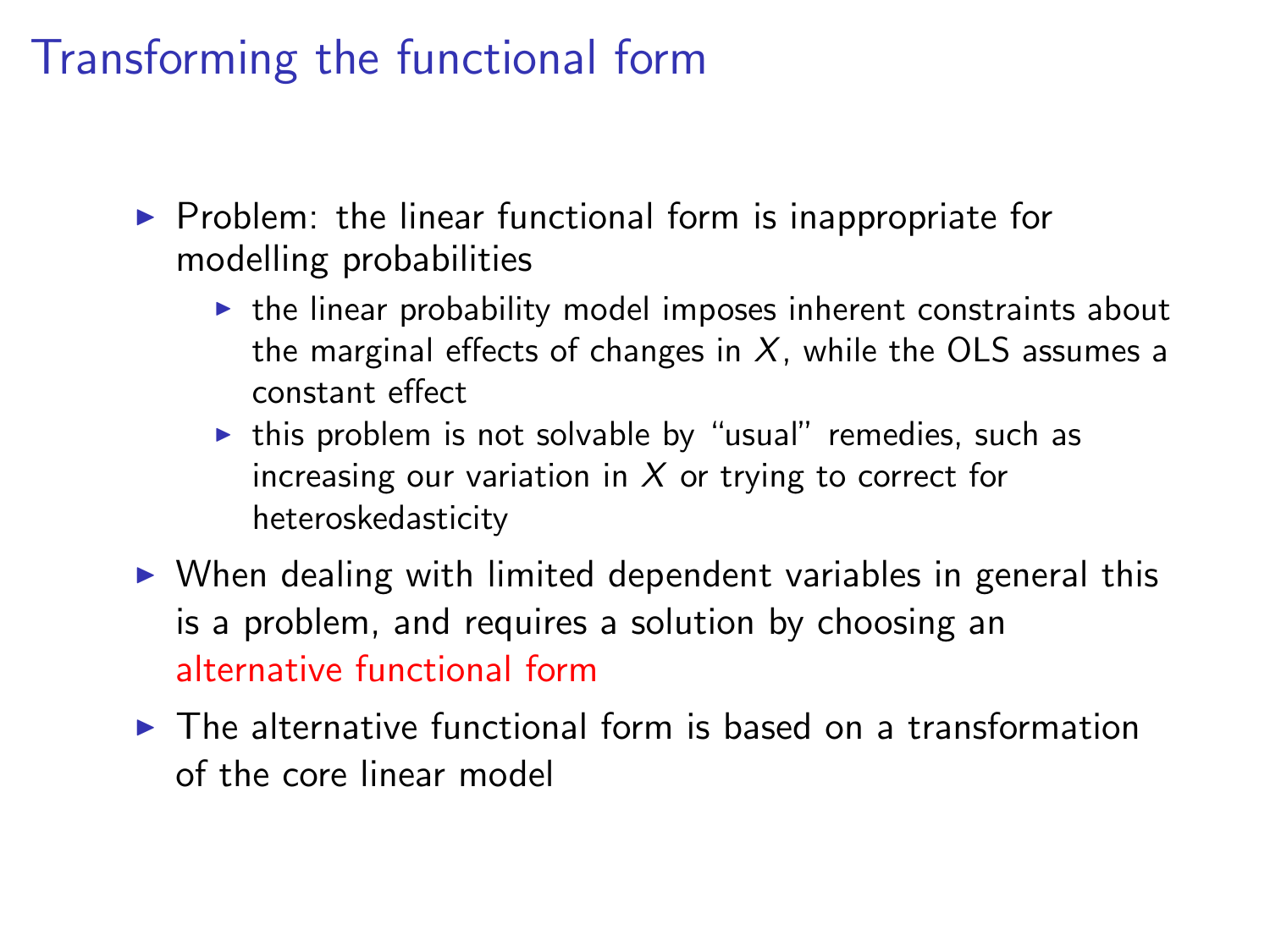# Transforming the functional form

- Problem: the linear functional form is inappropriate for modelling probabilities
  - the linear probability model imposes inherent constraints about the marginal effects of changes in $X$, while the OLS assumes a constant effect
  - this problem is not solvable by "usual" remedies, such as increasing our variation in $X$ or trying to correct for heteroskedasticity
- When dealing with limited dependent variables in general this is a problem, and requires a solution by choosing an alternative functional form
- The alternative functional form is based on a transformation of the core linear model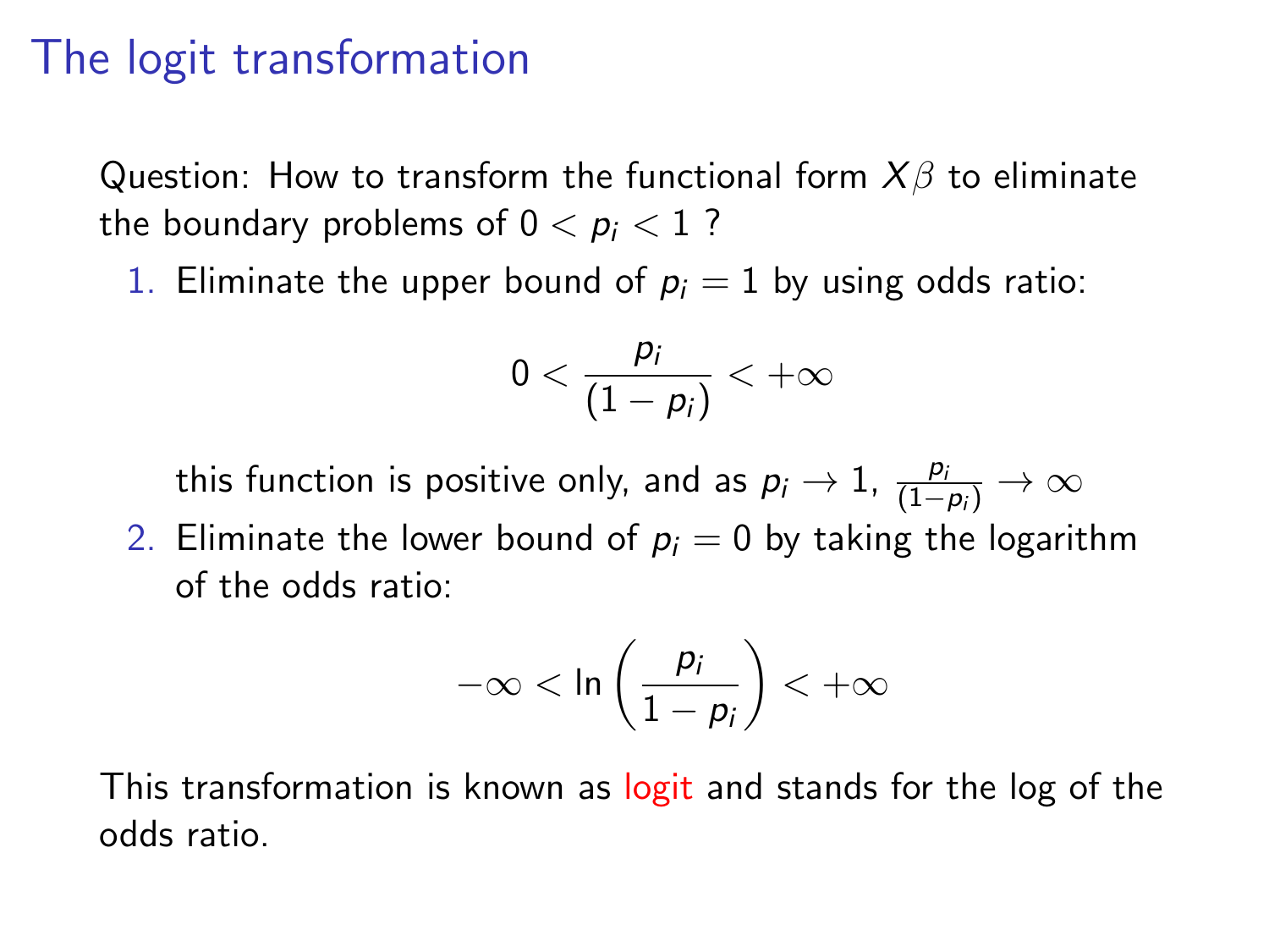# The logit transformation

Question: How to transform the functional form $X\beta$ to eliminate the boundary problems of $0 < p_i < 1$ ?

1. Eliminate the upper bound of $p_i = 1$ by using odds ratio:

   $$0 < \frac{p_i}{(1 - p_i)} < +\infty$$

   this function is positive only, and as $p_i \to 1$, $\frac{p_i}{(1-p_i)} \to \infty$

2. Eliminate the lower bound of $p_i = 0$ by taking the logarithm of the odds ratio:

   $$-\infty < \ln\left(\frac{p_i}{1 - p_i}\right) < +\infty$$

This transformation is known as logit and stands for the log of the odds ratio.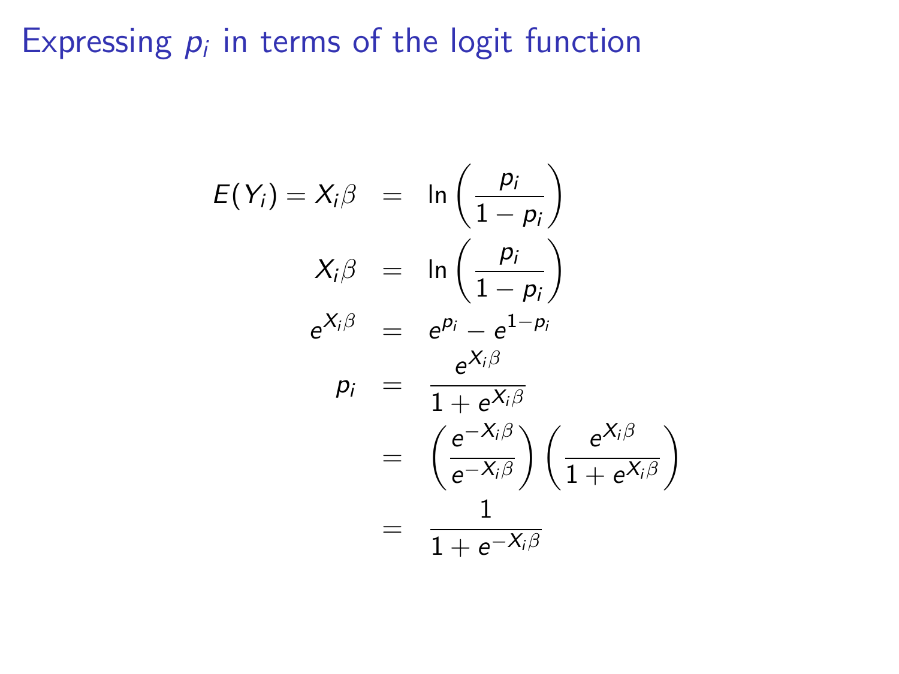# Expressing $p_i$ in terms of the logit function

$$
\begin{aligned}
E(Y_i) = X_i\beta &= \ln\left(\frac{p_i}{1-p_i}\right) \\
X_i\beta &= \ln\left(\frac{p_i}{1-p_i}\right) \\
e^{X_i\beta} &= e^{p_i} - e^{1-p_i} \\
p_i &= \frac{e^{X_i\beta}}{1+e^{X_i\beta}} \\
&= \left(\frac{e^{-X_i\beta}}{e^{-X_i\beta}}\right)\left(\frac{e^{X_i\beta}}{1+e^{X_i\beta}}\right) \\
&= \frac{1}{1+e^{-X_i\beta}}
\end{aligned}
$$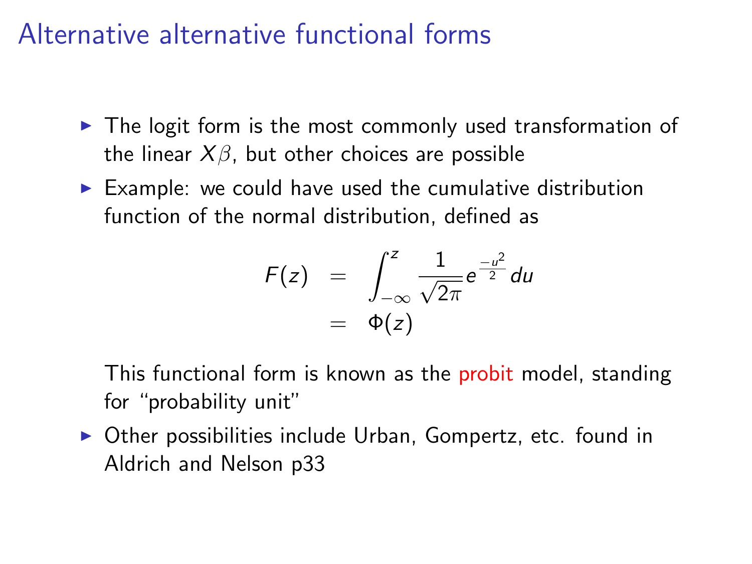# Alternative alternative functional forms

- The logit form is the most commonly used transformation of the linear $X\beta$, but other choices are possible
- Example: we could have used the cumulative distribution function of the normal distribution, defined as

$$
\begin{aligned}
F(z) &= \int_{-\infty}^{z} \frac{1}{\sqrt{2\pi}} e^{\frac{-u^2}{2}} du \\
&= \Phi(z)
\end{aligned}
$$

  This functional form is known as the probit model, standing for "probability unit"

- Other possibilities include Urban, Gompertz, etc. found in Aldrich and Nelson p33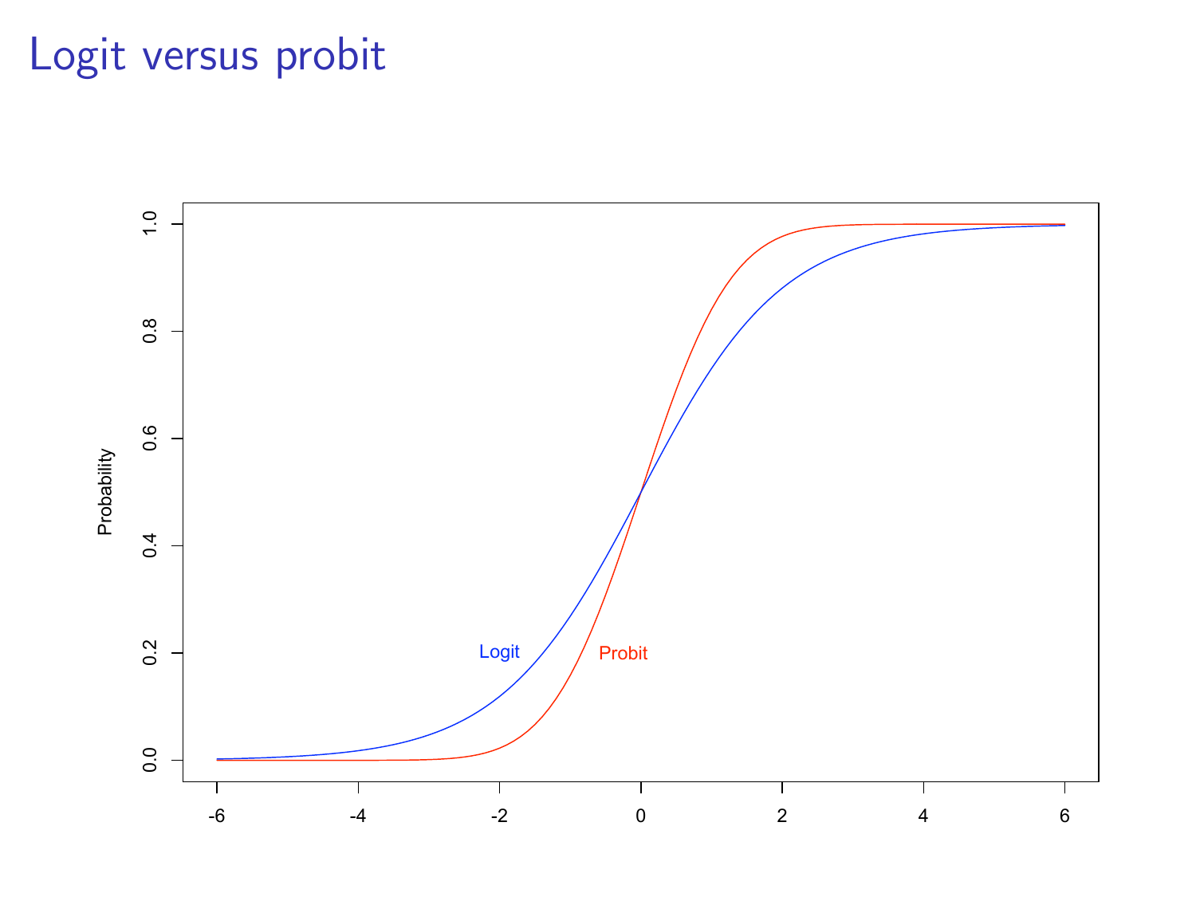# Logit versus probit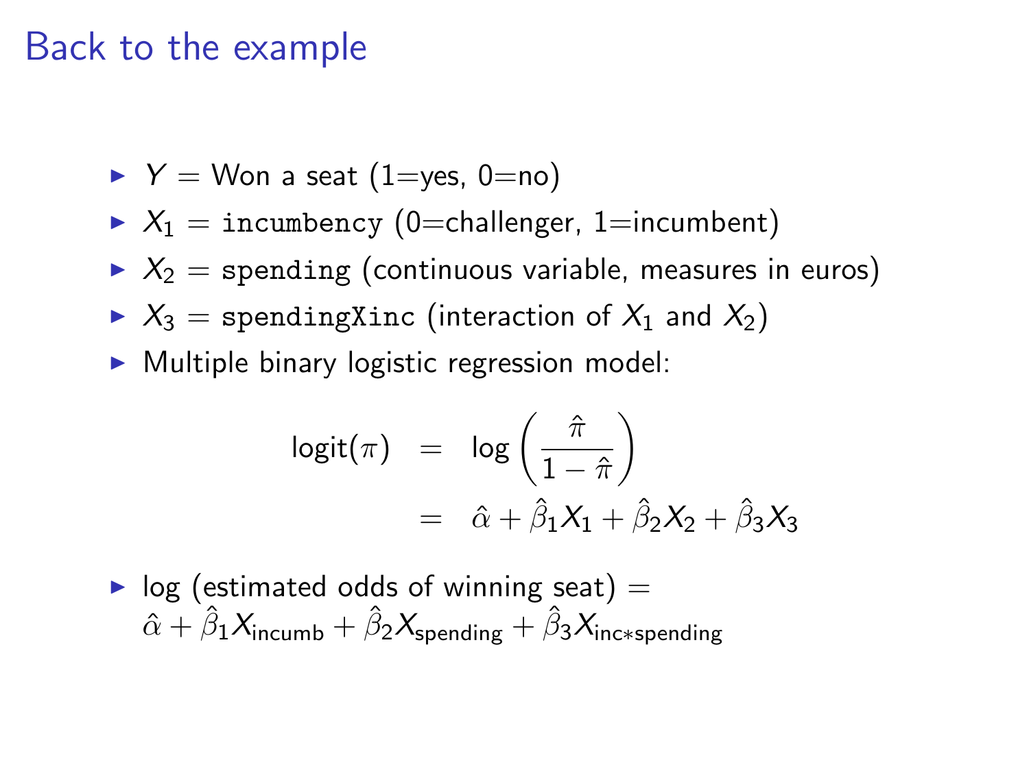# Back to the example

- $Y$ = Won a seat (1=yes, 0=no)
- $X_1$ = `incumbency` (0=challenger, 1=incumbent)
- $X_2$ = `spending` (continuous variable, measures in euros)
- $X_3$ = `spendingXinc` (interaction of $X_1$ and $X_2$)
- Multiple binary logistic regression model:

$$
\begin{aligned}
\text{logit}(\pi) &= \log\left(\frac{\hat{\pi}}{1-\hat{\pi}}\right) \\
&= \hat{\alpha} + \hat{\beta}_1 X_1 + \hat{\beta}_2 X_2 + \hat{\beta}_3 X_3
\end{aligned}
$$

- log (estimated odds of winning seat) = $\hat{\alpha} + \hat{\beta}_1 X_{\text{incumb}} + \hat{\beta}_2 X_{\text{spending}} + \hat{\beta}_3 X_{\text{inc}*\text{spending}}$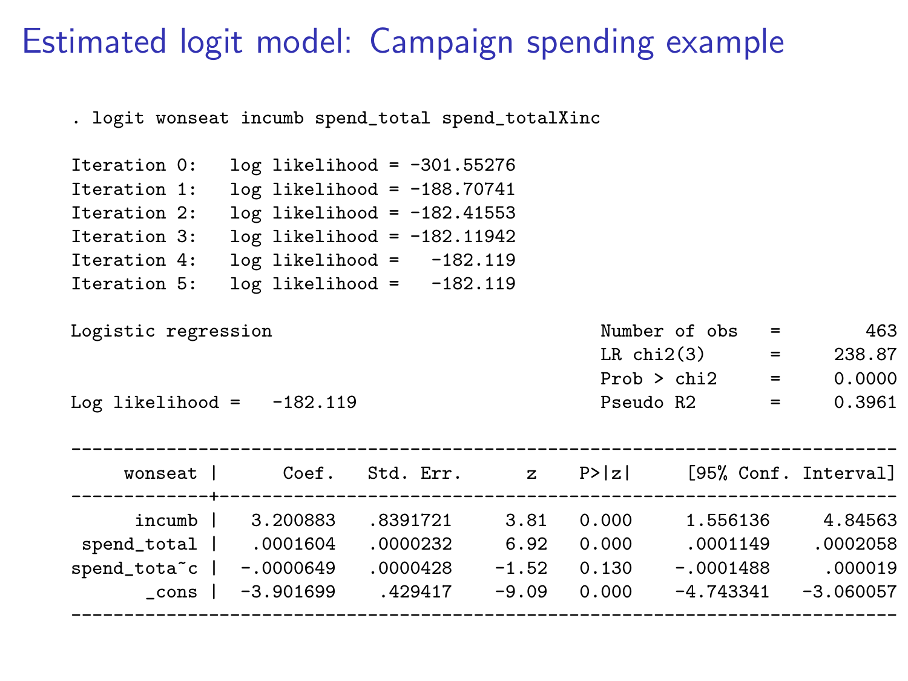# Estimated logit model: Campaign spending example

```
. logit wonseat incumb spend_total spend_totalXinc

Iteration 0:   log likelihood = -301.55276
Iteration 1:   log likelihood = -188.70741
Iteration 2:   log likelihood = -182.41553
Iteration 3:   log likelihood = -182.11942
Iteration 4:   log likelihood =   -182.119
Iteration 5:   log likelihood =   -182.119

Logistic regression                               Number of obs   =        463
                                                  LR chi2(3)      =     238.87
                                                  Prob > chi2     =     0.0000
Log likelihood =   -182.119                       Pseudo R2       =     0.3961

------------------------------------------------------------------------------
     wonseat |      Coef.   Std. Err.      z    P>|z|     [95% Conf. Interval]
-------------+----------------------------------------------------------------
      incumb |   3.200883   .8391721     3.81   0.000     1.556136     4.84563
 spend_total |   .0001604   .0000232     6.92   0.000     .0001149    .0002058
spend_tota~c |  -.0000649   .0000428    -1.52   0.130    -.0001488     .000019
       _cons |  -3.901699    .429417    -9.09   0.000    -4.743341   -3.060057
------------------------------------------------------------------------------
```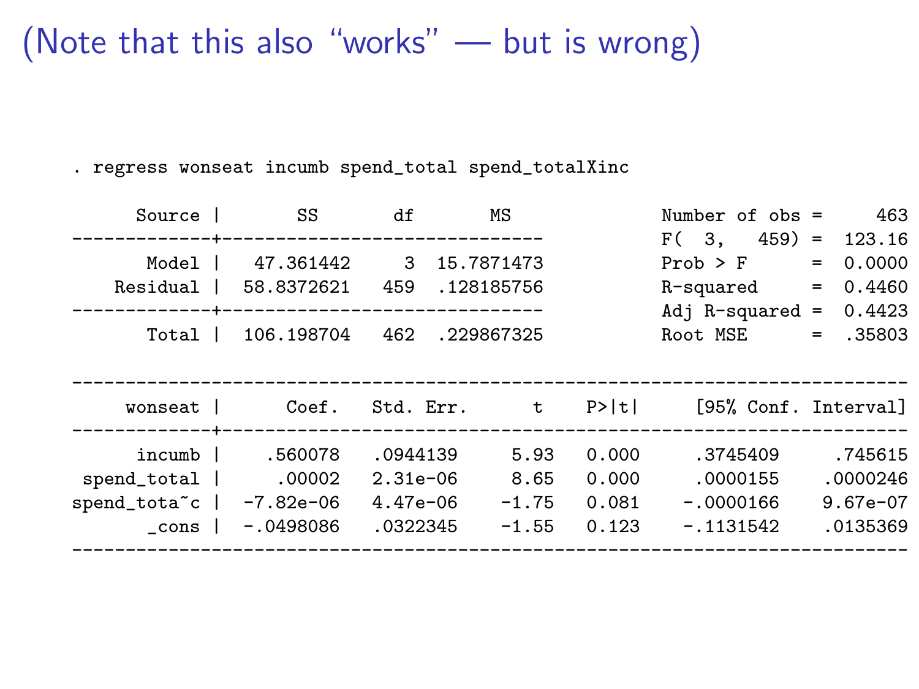# (Note that this also "works" — but is wrong)

```
. regress wonseat incumb spend_total spend_totalXinc

      Source |       SS       df       MS              Number of obs =     463
-------------+------------------------------           F(  3,   459) =  123.16
       Model |   47.361442     3  15.7871473           Prob > F      =  0.0000
    Residual |  58.8372621   459  .128185756           R-squared     =  0.4460
-------------+------------------------------           Adj R-squared =  0.4423
       Total |  106.198704   462  .229867325           Root MSE      =  .35803

------------------------------------------------------------------------------
     wonseat |      Coef.   Std. Err.      t    P>|t|     [95% Conf. Interval]
-------------+----------------------------------------------------------------
      incumb |    .560078   .0944139     5.93   0.000     .3745409     .745615
 spend_total |     .00002   2.31e-06     8.65   0.000     .0000155    .0000246
spend_tota~c |  -7.82e-06   4.47e-06    -1.75   0.081    -.0000166    9.67e-07
       _cons |  -.0498086   .0322345    -1.55   0.123    -.1131542    .0135369
------------------------------------------------------------------------------
```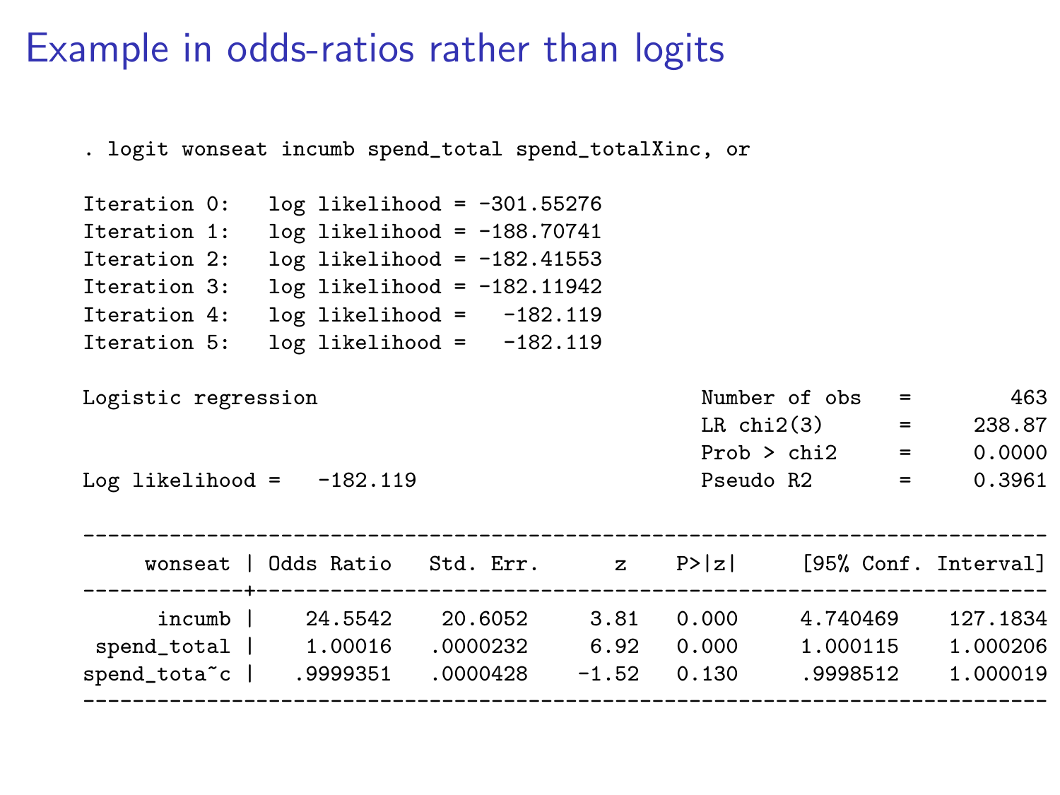# Example in odds-ratios rather than logits

```
. logit wonseat incumb spend_total spend_totalXinc, or

Iteration 0:   log likelihood = -301.55276
Iteration 1:   log likelihood = -188.70741
Iteration 2:   log likelihood = -182.41553
Iteration 3:   log likelihood = -182.11942
Iteration 4:   log likelihood =   -182.119
Iteration 5:   log likelihood =   -182.119

Logistic regression                               Number of obs   =        463
                                                  LR chi2(3)      =     238.87
                                                  Prob > chi2     =     0.0000
Log likelihood =   -182.119                       Pseudo R2       =     0.3961

------------------------------------------------------------------------------
     wonseat | Odds Ratio   Std. Err.      z    P>|z|     [95% Conf. Interval]
-------------+----------------------------------------------------------------
      incumb |    24.5542    20.6052     3.81   0.000     4.740469    127.1834
 spend_total |    1.00016   .0000232     6.92   0.000     1.000115    1.000206
spend_tota~c |   .9999351   .0000428    -1.52   0.130     .9998512    1.000019
------------------------------------------------------------------------------
```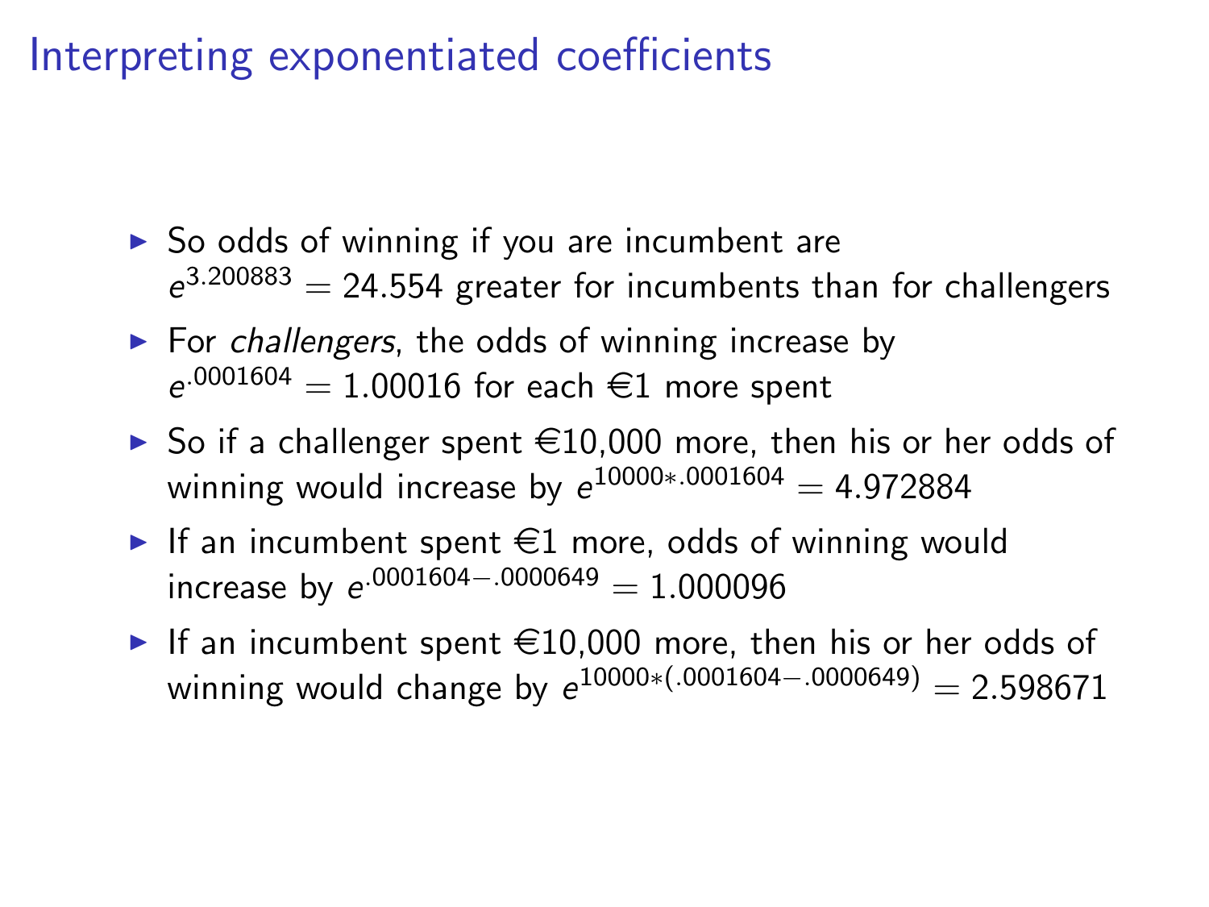# Interpreting exponentiated coefficients

- So odds of winning if you are incumbent are $e^{3.200883} = 24.554$ greater for incumbents than for challengers
- For *challengers*, the odds of winning increase by $e^{.0001604} = 1.00016$ for each €1 more spent
- So if a challenger spent €10,000 more, then his or her odds of winning would increase by $e^{10000*.0001604} = 4.972884$
- If an incumbent spent €1 more, odds of winning would increase by $e^{.0001604-.0000649} = 1.000096$
- If an incumbent spent €10,000 more, then his or her odds of winning would change by $e^{10000*(.0001604-.0000649)} = 2.598671$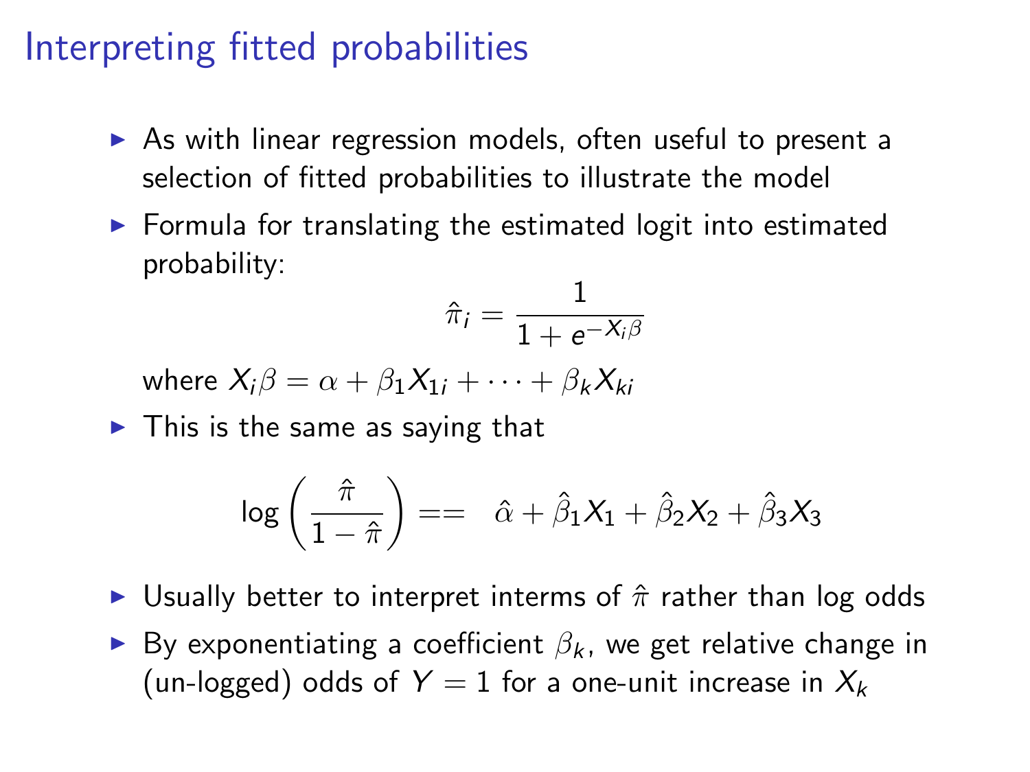# Interpreting fitted probabilities

- As with linear regression models, often useful to present a selection of fitted probabilities to illustrate the model
- Formula for translating the estimated logit into estimated probability:

$$\hat{\pi}_i = \frac{1}{1 + e^{-X_i \beta}}$$

  where $X_i \beta = \alpha + \beta_1 X_{1i} + \cdots + \beta_k X_{ki}$

- This is the same as saying that

$$\log\left(\frac{\hat{\pi}}{1 - \hat{\pi}}\right) == \quad \hat{\alpha} + \hat{\beta}_1 X_1 + \hat{\beta}_2 X_2 + \hat{\beta}_3 X_3$$

- Usually better to interpret interms of $\hat{\pi}$ rather than log odds
- By exponentiating a coefficient $\beta_k$, we get relative change in (un-logged) odds of $Y = 1$ for a one-unit increase in $X_k$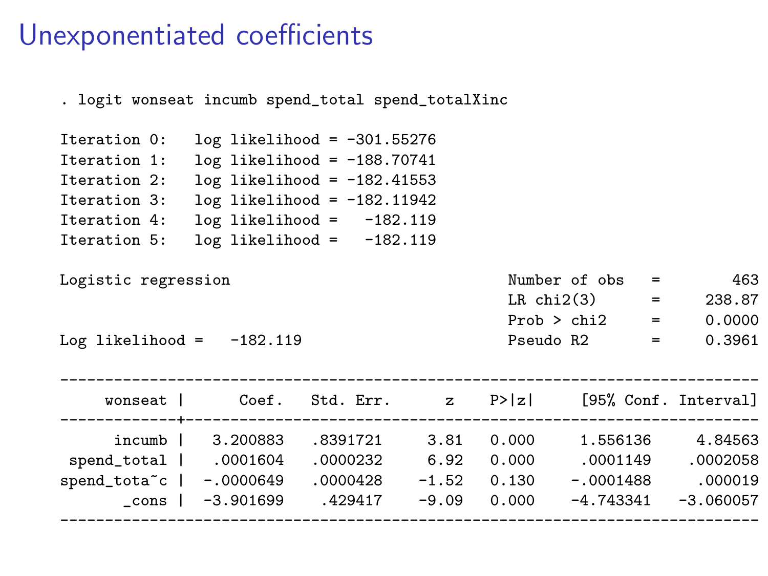# Unexponentiated coefficients

```
. logit wonseat incumb spend_total spend_totalXinc

Iteration 0:   log likelihood = -301.55276
Iteration 1:   log likelihood = -188.70741
Iteration 2:   log likelihood = -182.41553
Iteration 3:   log likelihood = -182.11942
Iteration 4:   log likelihood =   -182.119
Iteration 5:   log likelihood =   -182.119

Logistic regression                               Number of obs   =        463
                                                  LR chi2(3)      =     238.87
                                                  Prob > chi2     =     0.0000
Log likelihood =   -182.119                       Pseudo R2       =     0.3961

------------------------------------------------------------------------------
     wonseat |      Coef.   Std. Err.      z    P>|z|     [95% Conf. Interval]
-------------+----------------------------------------------------------------
      incumb |   3.200883   .8391721     3.81   0.000     1.556136     4.84563
 spend_total |   .0001604   .0000232     6.92   0.000     .0001149    .0002058
spend_tota~c |  -.0000649   .0000428    -1.52   0.130    -.0001488     .000019
       _cons |  -3.901699    .429417    -9.09   0.000    -4.743341   -3.060057
------------------------------------------------------------------------------
```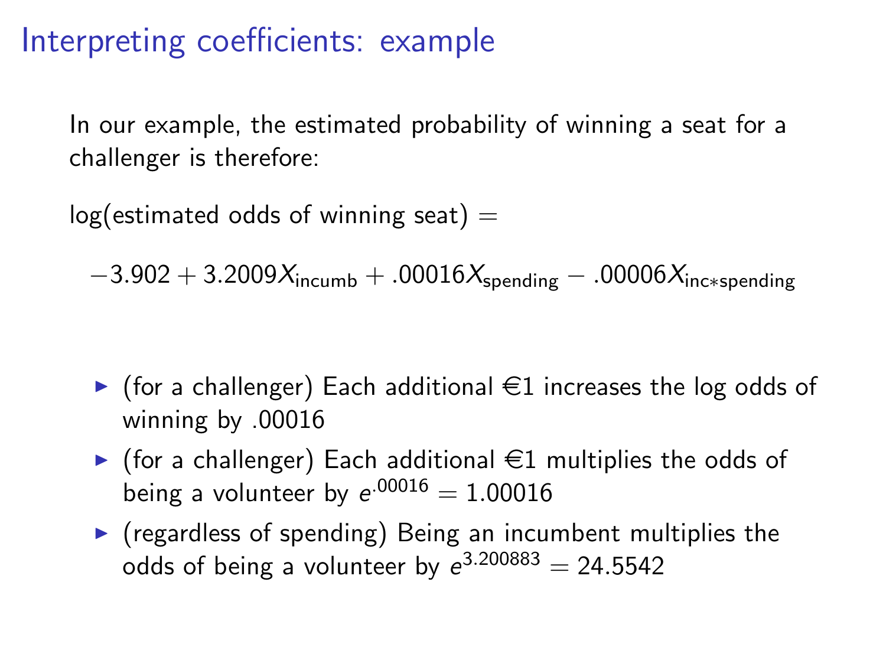# Interpreting coefficients: example

In our example, the estimated probability of winning a seat for a challenger is therefore:

log(estimated odds of winning seat) =

$$-3.902 + 3.2009X_{\text{incumb}} + .00016X_{\text{spending}} - .00006X_{\text{inc*spending}}$$

- (for a challenger) Each additional €1 increases the log odds of winning by .00016
- (for a challenger) Each additional €1 multiplies the odds of being a volunteer by $e^{.00016} = 1.00016$
- (regardless of spending) Being an incumbent multiplies the odds of being a volunteer by $e^{3.200883} = 24.5542$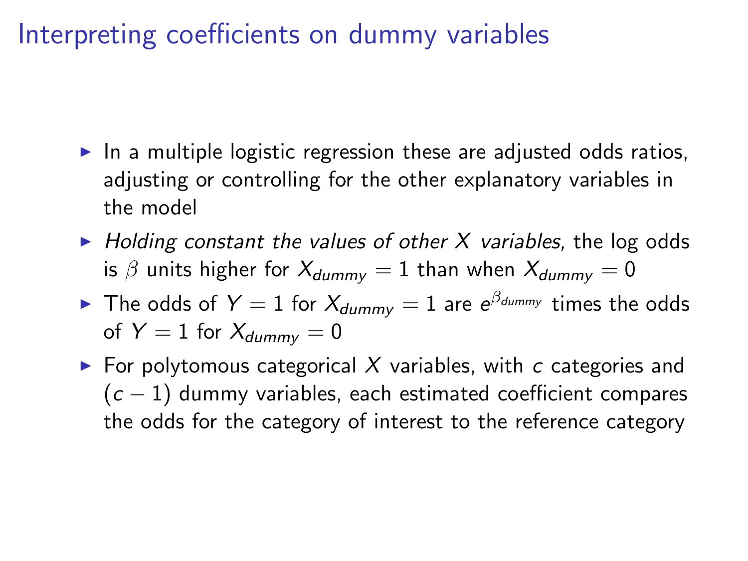# Interpreting coefficients on dummy variables

- In a multiple logistic regression these are adjusted odds ratios, adjusting or controlling for the other explanatory variables in the model
- *Holding constant the values of other $X$ variables,* the log odds is $\beta$ units higher for $X_{dummy} = 1$ than when $X_{dummy} = 0$
- The odds of $Y = 1$ for $X_{dummy} = 1$ are $e^{\beta_{dummy}}$ times the odds of $Y = 1$ for $X_{dummy} = 0$
- For polytomous categorical $X$ variables, with $c$ categories and $(c - 1)$ dummy variables, each estimated coefficient compares the odds for the category of interest to the reference category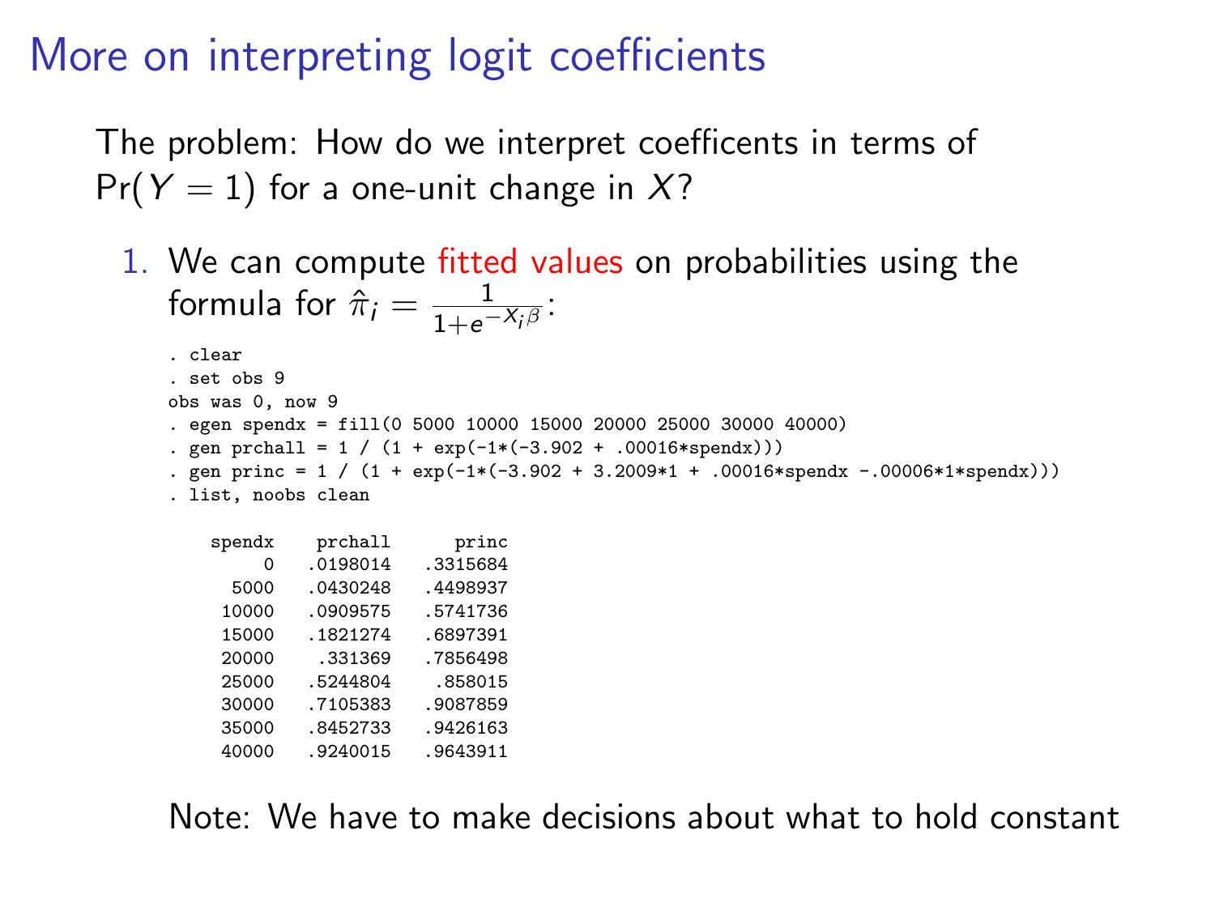# More on interpreting logit coefficients

The problem: How do we interpret coefficents in terms of $\Pr(Y = 1)$ for a one-unit change in $X$?

1. We can compute fitted values on probabilities using the formula for $\hat{\pi}_i = \frac{1}{1+e^{-X_i\beta}}$:

```
. clear
. set obs 9
obs was 0, now 9
. egen spendx = fill(0 5000 10000 15000 20000 25000 30000 40000)
. gen prchall = 1 / (1 + exp(-1*(-3.902 + .00016*spendx)))
. gen princ = 1 / (1 + exp(-1*(-3.902 + 3.2009*1 + .00016*spendx -.00006*1*spendx)))
. list, noobs clean

    spendx    prchall      princ
         0   .0198014   .3315684
      5000   .0430248   .4498937
     10000   .0909575   .5741736
     15000   .1821274   .6897391
     20000    .331369   .7856498
     25000   .5244804    .858015
     30000   .7105383   .9087859
     35000   .8452733   .9426163
     40000   .9240015   .9643911
```

Note: We have to make decisions about what to hold constant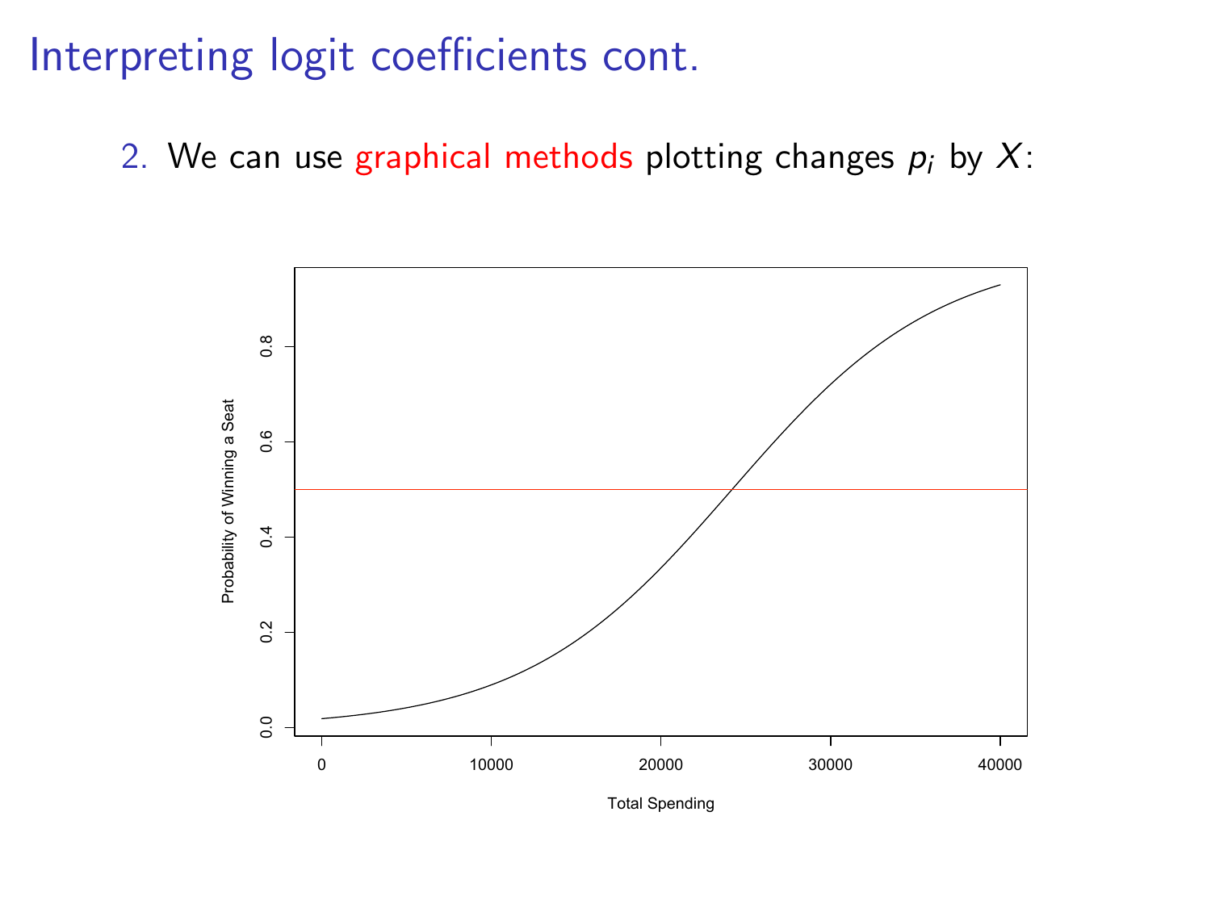# Interpreting logit coefficients cont.

2. We can use graphical methods plotting changes $p_i$ by $X$: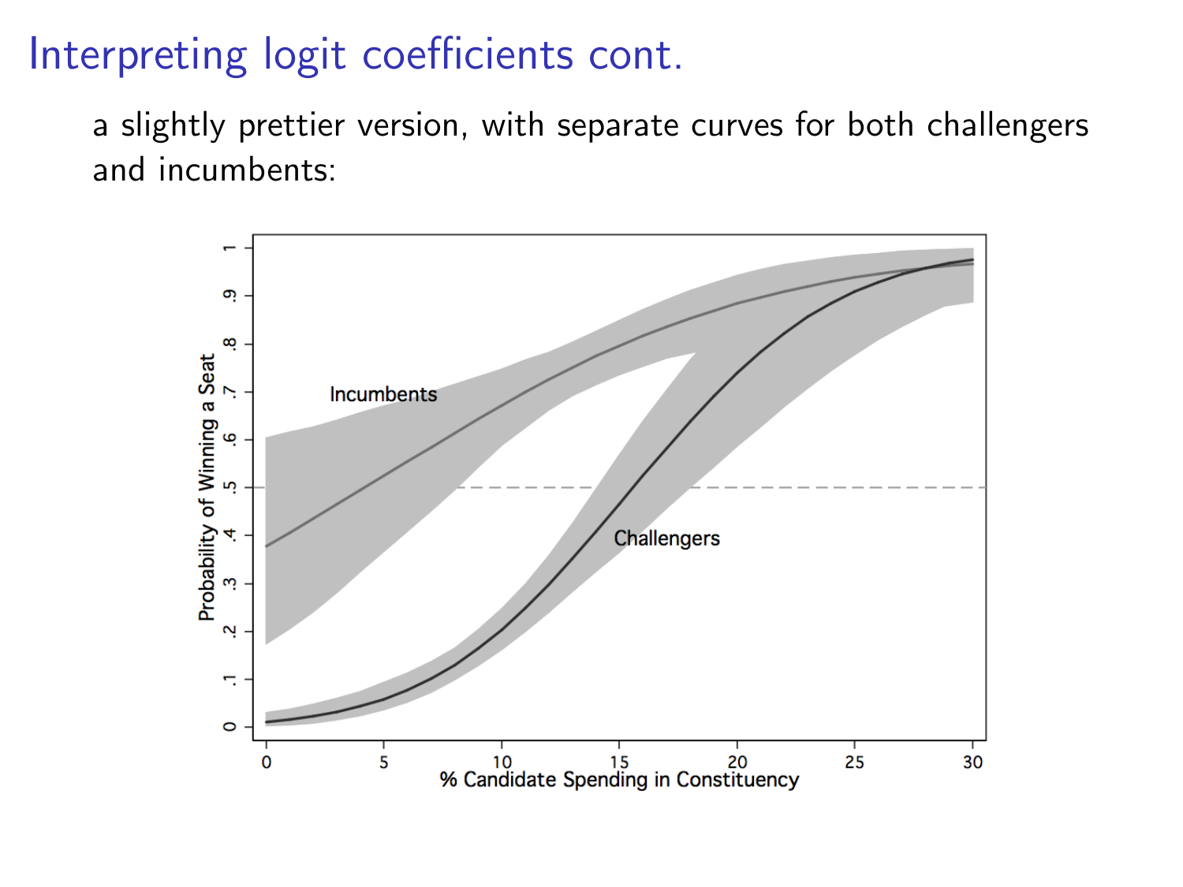# Interpreting logit coefficients cont.

a slightly prettier version, with separate curves for both challengers and incumbents: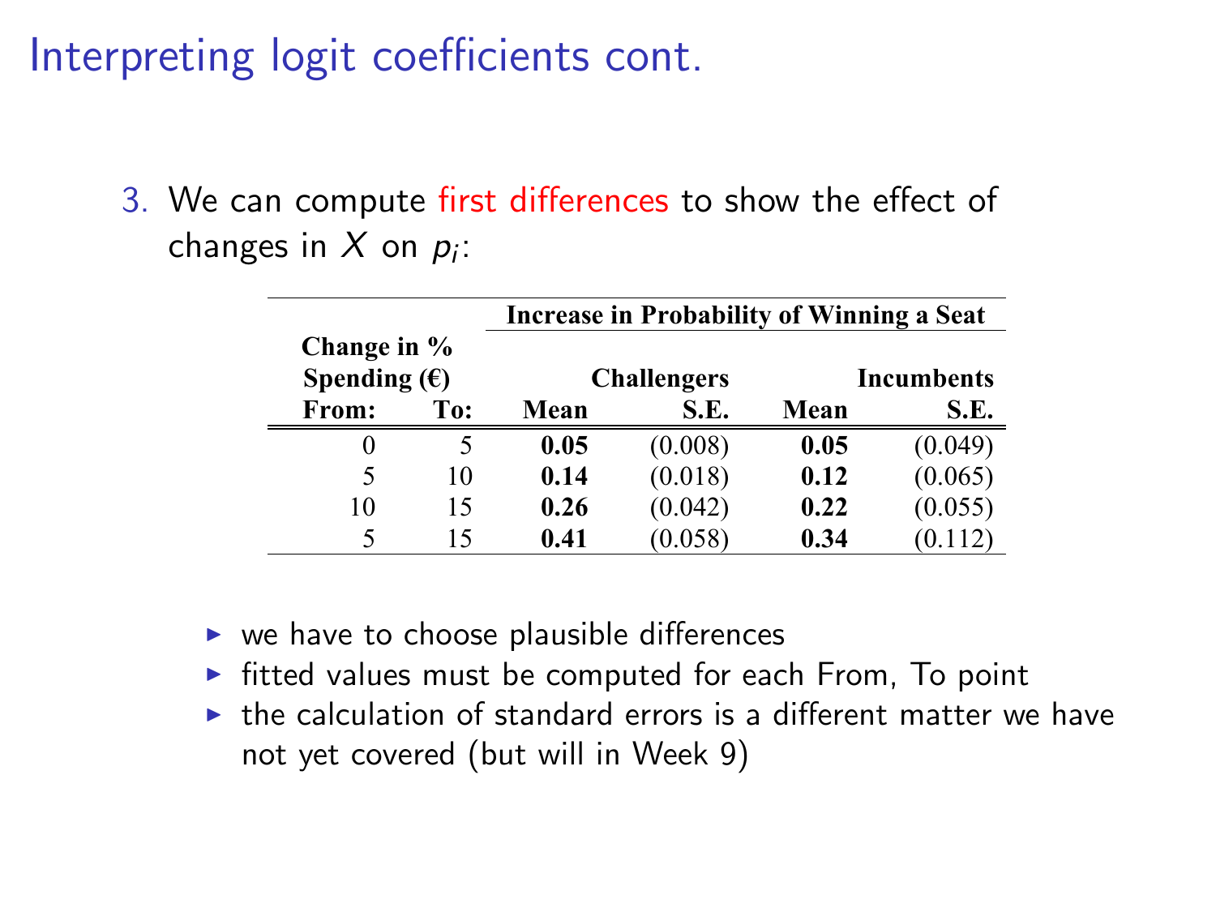# Interpreting logit coefficients cont.

3. We can compute first differences to show the effect of changes in $X$ on $p_i$:

| Change in % Spending (€) | | Increase in Probability of Winning a Seat | | | |
|---|---|---|---|---|---|
| | | Challengers | | Incumbents | |
| From: | To: | Mean | S.E. | Mean | S.E. |
| 0 | 5 | **0.05** | (0.008) | **0.05** | (0.049) |
| 5 | 10 | **0.14** | (0.018) | **0.12** | (0.065) |
| 10 | 15 | **0.26** | (0.042) | **0.22** | (0.055) |
| 5 | 15 | **0.41** | (0.058) | **0.34** | (0.112) |

- we have to choose plausible differences
- fitted values must be computed for each From, To point
- the calculation of standard errors is a different matter we have not yet covered (but will in Week 9)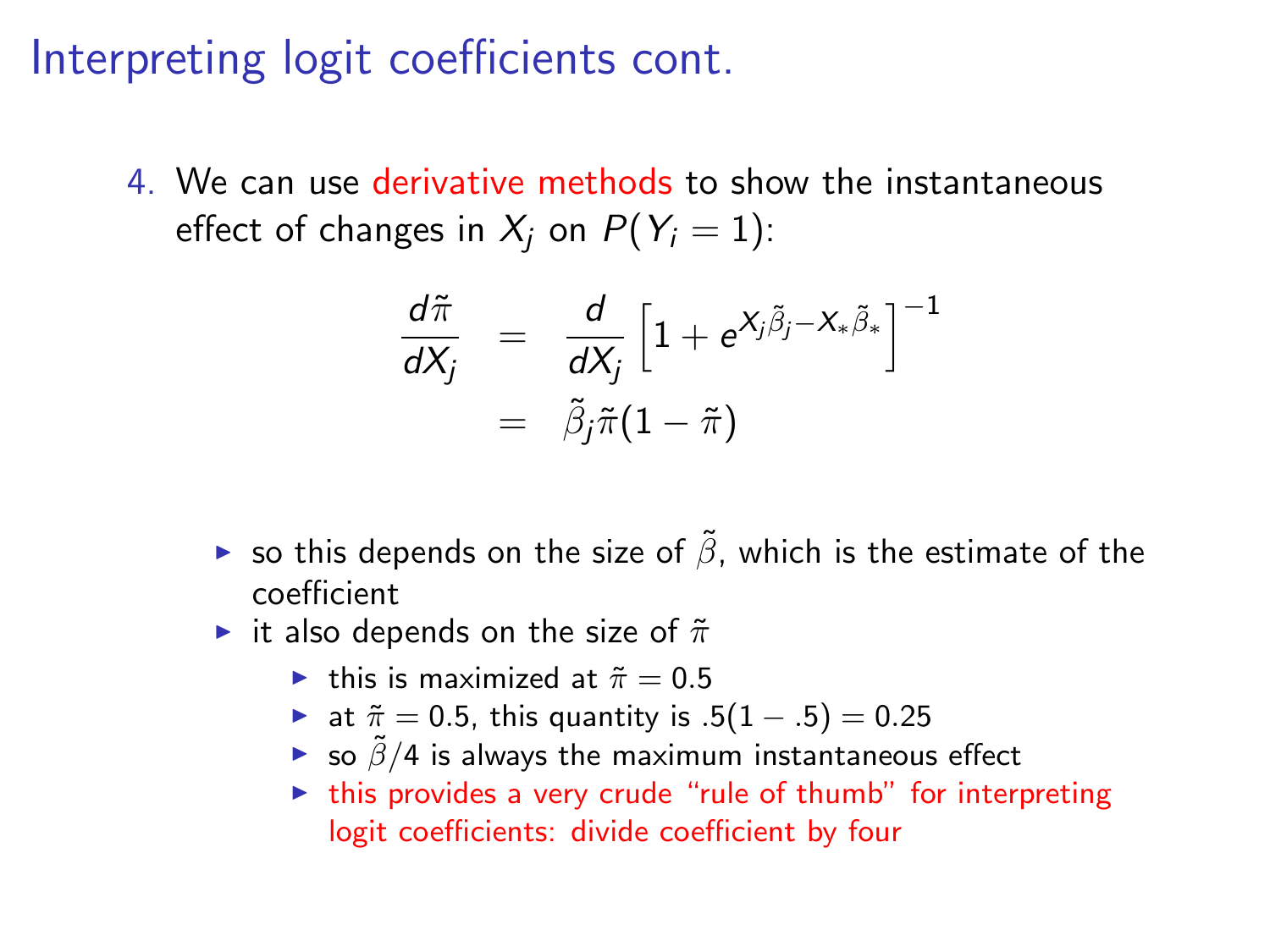# Interpreting logit coefficients cont.

4. We can use derivative methods to show the instantaneous effect of changes in $X_j$ on $P(Y_i = 1)$:

$$
\begin{aligned}
\frac{d\tilde{\pi}}{dX_j} &= \frac{d}{dX_j}\left[1 + e^{X_j\tilde{\beta}_j - X_*\tilde{\beta}_*}\right]^{-1} \\
&= \tilde{\beta}_j\tilde{\pi}(1 - \tilde{\pi})
\end{aligned}
$$

- so this depends on the size of $\tilde{\beta}$, which is the estimate of the coefficient
- it also depends on the size of $\tilde{\pi}$
  - this is maximized at $\tilde{\pi} = 0.5$
  - at $\tilde{\pi} = 0.5$, this quantity is $.5(1 - .5) = 0.25$
  - so $\tilde{\beta}/4$ is always the maximum instantaneous effect
  - this provides a very crude "rule of thumb" for interpreting logit coefficients: divide coefficient by four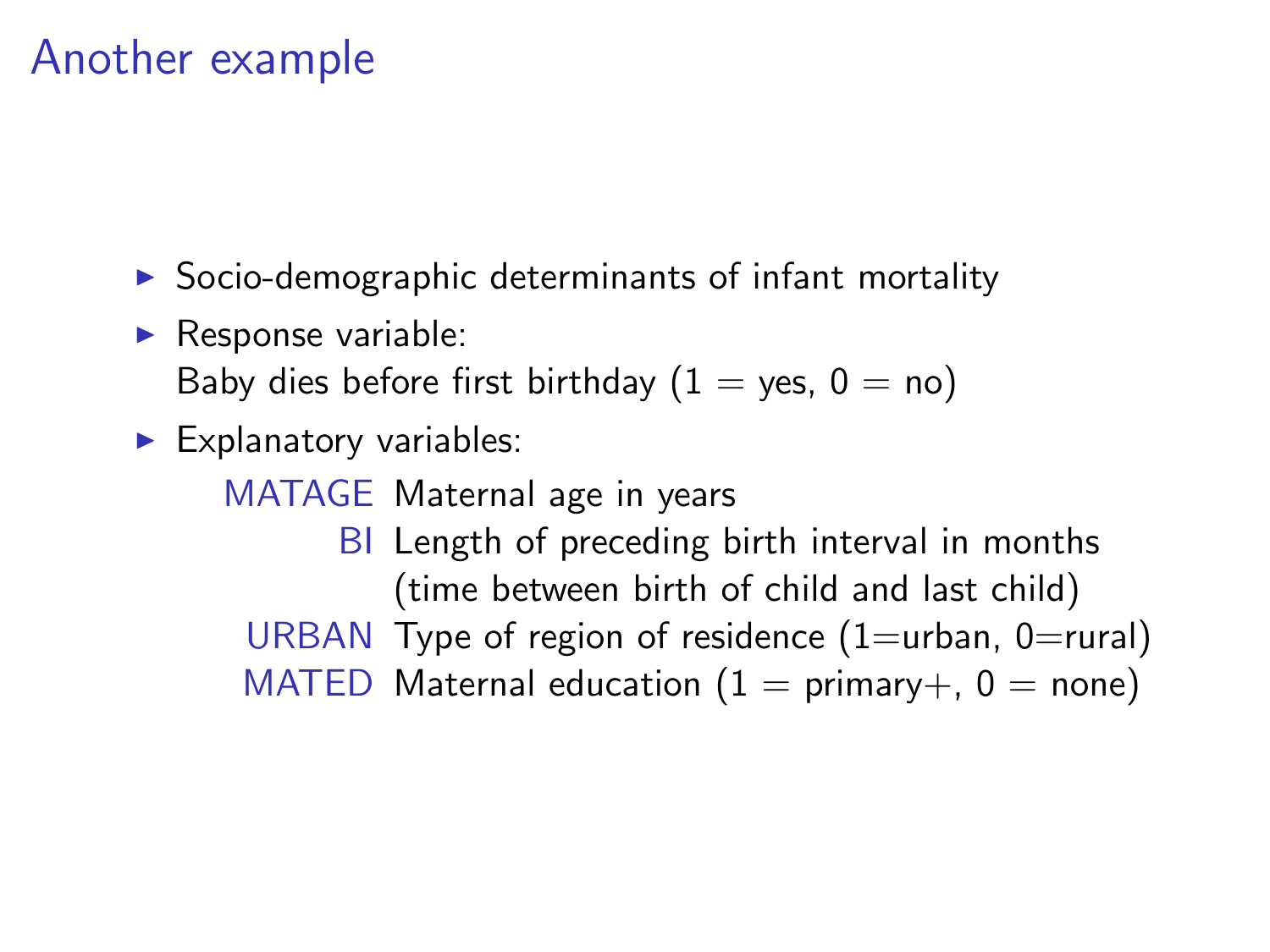# Another example

- Socio-demographic determinants of infant mortality
- Response variable:
  Baby dies before first birthday (1 = yes, 0 = no)
- Explanatory variables:

| | |
|---|---|
| MATAGE | Maternal age in years |
| BI | Length of preceding birth interval in months (time between birth of child and last child) |
| URBAN | Type of region of residence (1=urban, 0=rural) |
| MATED | Maternal education (1 = primary+, 0 = none) |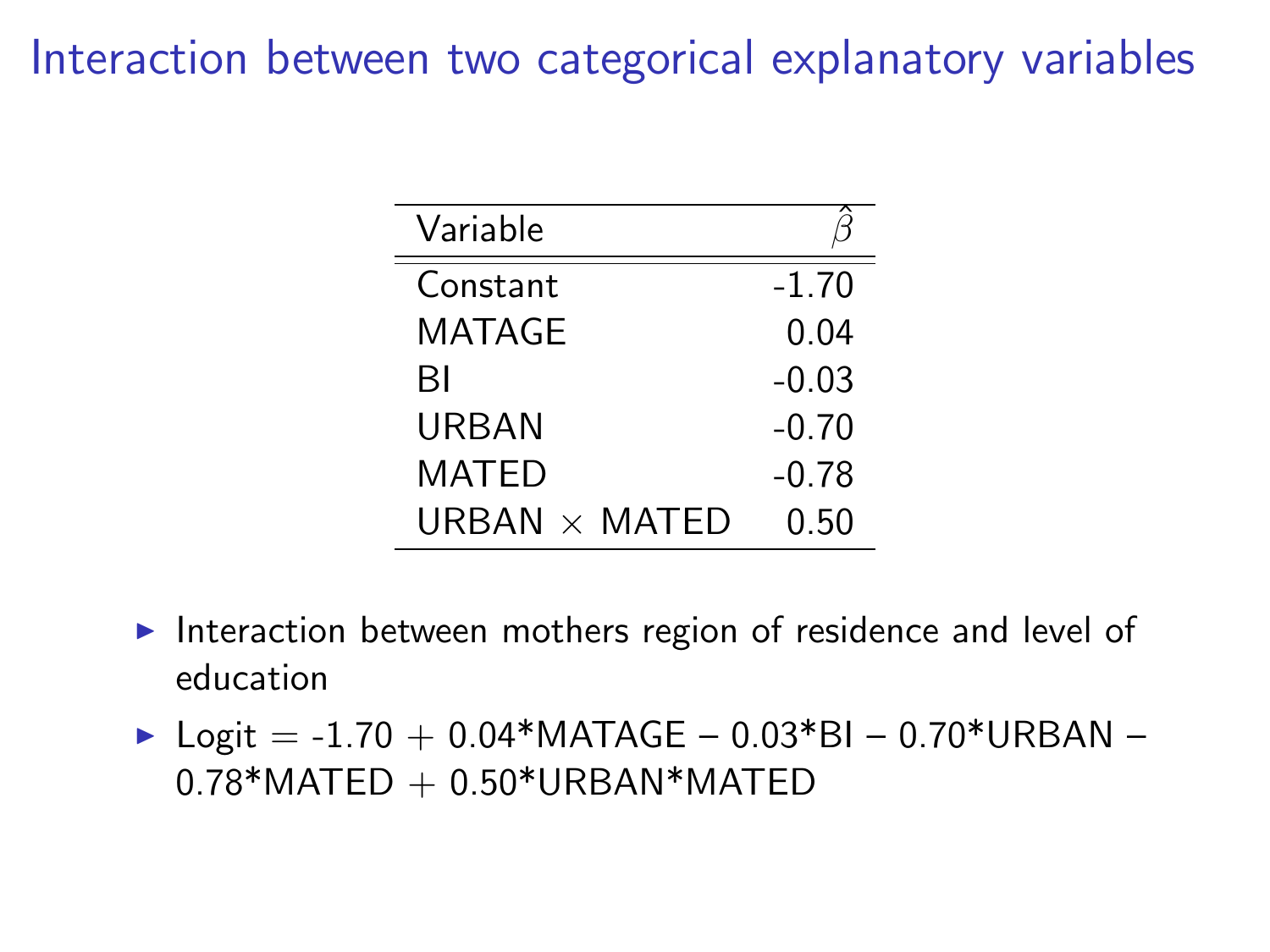# Interaction between two categorical explanatory variables

| Variable | $\hat{\beta}$ |
|---|---|
| Constant | -1.70 |
| MATAGE | 0.04 |
| BI | -0.03 |
| URBAN | -0.70 |
| MATED | -0.78 |
| URBAN $\times$ MATED | 0.50 |

- Interaction between mothers region of residence and level of education
- Logit = -1.70 + 0.04*MATAGE – 0.03*BI – 0.70*URBAN – 0.78*MATED + 0.50*URBAN*MATED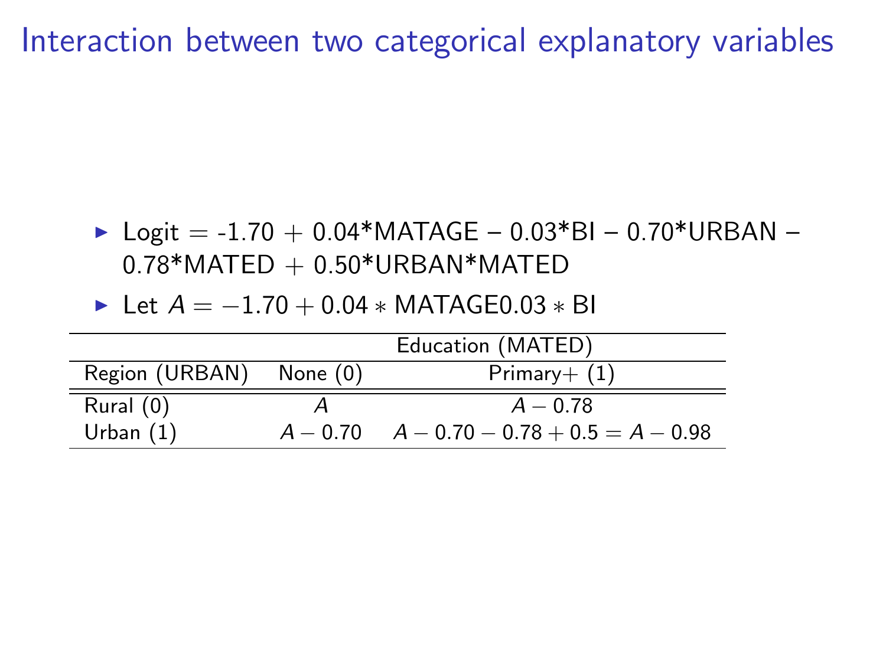# Interaction between two categorical explanatory variables

- Logit = -1.70 + 0.04*MATAGE – 0.03*BI – 0.70*URBAN – 0.78*MATED + 0.50*URBAN*MATED
- Let $A = -1.70 + 0.04 * \text{MATAGE}0.03 * \text{BI}$

| | Education (MATED) | |
|---|---|---|
| Region (URBAN) | None (0) | Primary+ (1) |
| Rural (0) | $A$ | $A - 0.78$ |
| Urban (1) | $A - 0.70$ | $A - 0.70 - 0.78 + 0.5 = A - 0.98$ |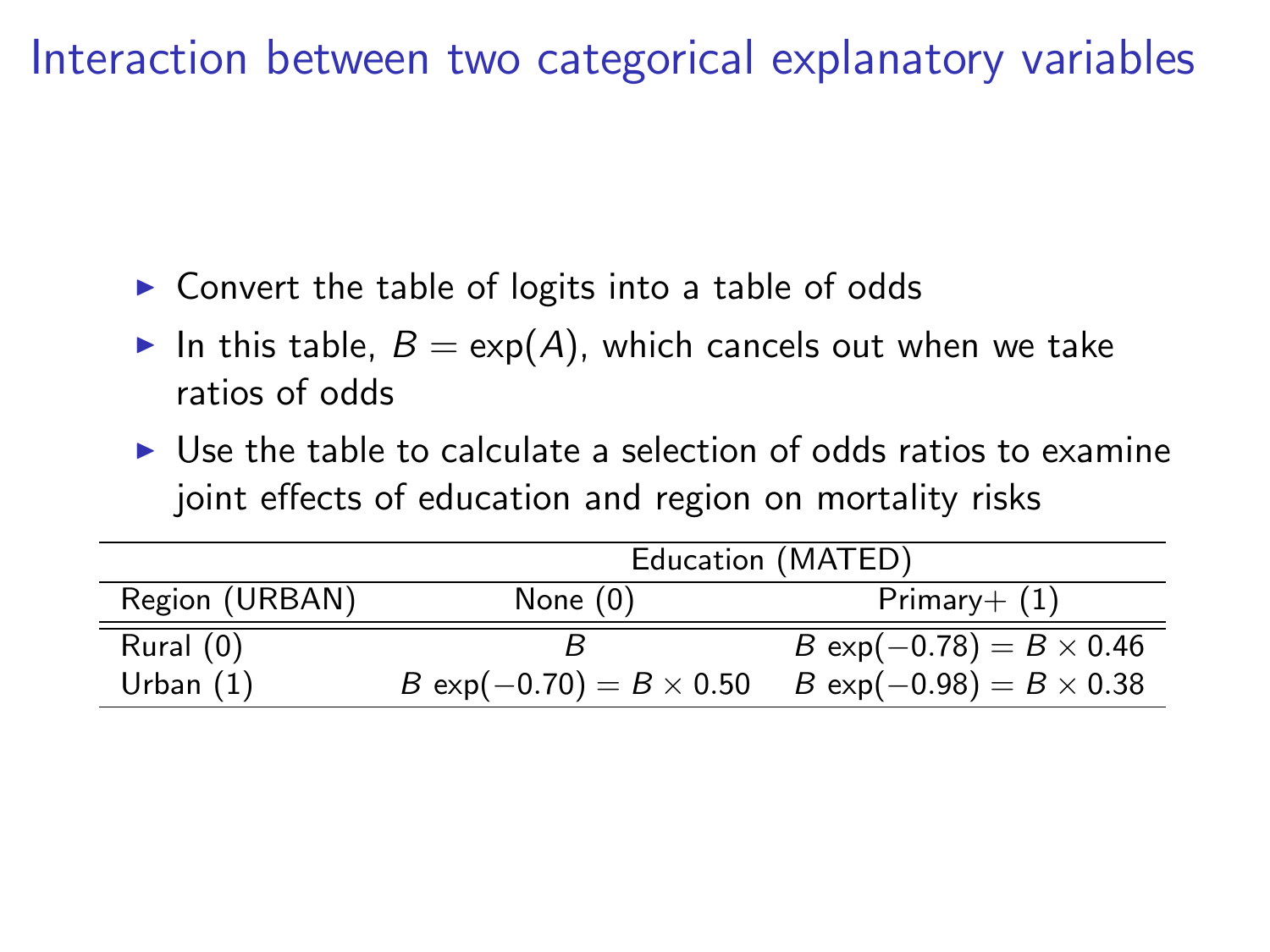# Interaction between two categorical explanatory variables

- Convert the table of logits into a table of odds
- In this table, $B = \exp(A)$, which cancels out when we take ratios of odds
- Use the table to calculate a selection of odds ratios to examine joint effects of education and region on mortality risks

| | Education (MATED) | |
|---|---|---|
| Region (URBAN) | None (0) | Primary+ (1) |
| Rural (0) | $B$ | $B\ \exp(-0.78) = B \times 0.46$ |
| Urban (1) | $B\ \exp(-0.70) = B \times 0.50$ | $B\ \exp(-0.98) = B \times 0.38$ |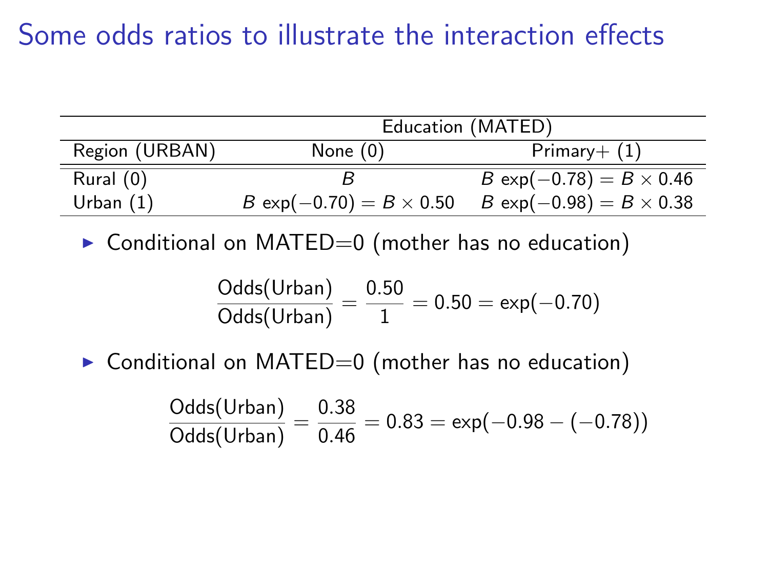# Some odds ratios to illustrate the interaction effects

| | Education (MATED) | |
|---|---|---|
| Region (URBAN) | None (0) | Primary+ (1) |
| Rural (0) | $B$ | $B\ \exp(-0.78) = B \times 0.46$ |
| Urban (1) | $B\ \exp(-0.70) = B \times 0.50$ | $B\ \exp(-0.98) = B \times 0.38$ |

- Conditional on MATED=0 (mother has no education)

$$\frac{\text{Odds(Urban)}}{\text{Odds(Urban)}} = \frac{0.50}{1} = 0.50 = \exp(-0.70)$$

- Conditional on MATED=0 (mother has no education)

$$\frac{\text{Odds(Urban)}}{\text{Odds(Urban)}} = \frac{0.38}{0.46} = 0.83 = \exp(-0.98 - (-0.78))$$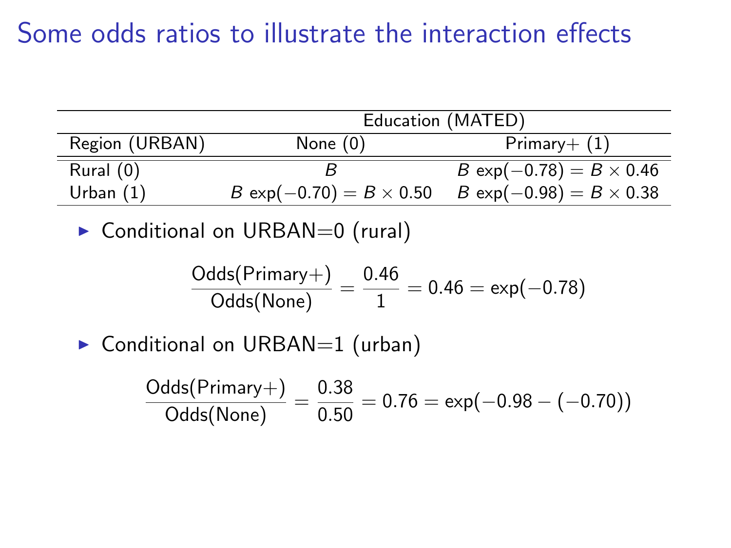# Some odds ratios to illustrate the interaction effects

| | Education (MATED) | |
|---|---|---|
| Region (URBAN) | None (0) | Primary+ (1) |
| Rural (0) | $B$ | $B\ \exp(-0.78) = B \times 0.46$ |
| Urban (1) | $B\ \exp(-0.70) = B \times 0.50$ | $B\ \exp(-0.98) = B \times 0.38$ |

- Conditional on URBAN=0 (rural)

$$\frac{\text{Odds(Primary+)}}{\text{Odds(None)}} = \frac{0.46}{1} = 0.46 = \exp(-0.78)$$

- Conditional on URBAN=1 (urban)

$$\frac{\text{Odds(Primary+)}}{\text{Odds(None)}} = \frac{0.38}{0.50} = 0.76 = \exp(-0.98 - (-0.70))$$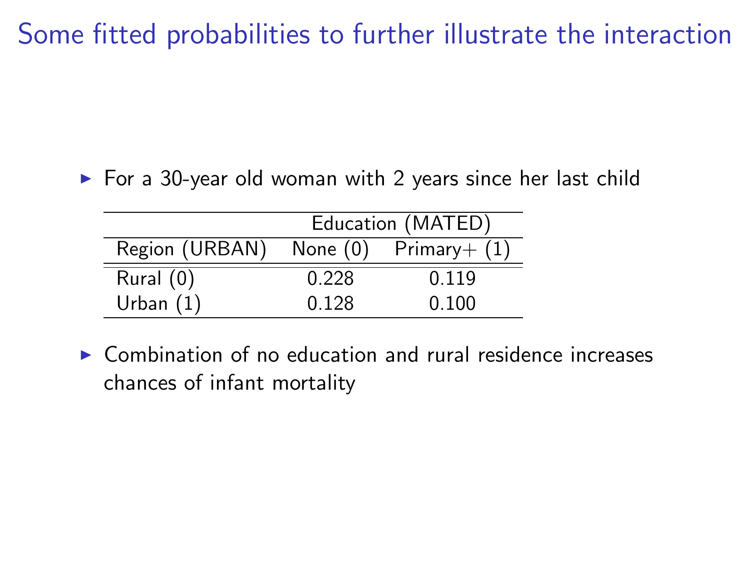# Some fitted probabilities to further illustrate the interaction

- For a 30-year old woman with 2 years since her last child

| | Education (MATED) | |
|---|---|---|
| Region (URBAN) | None (0) | Primary+ (1) |
| Rural (0) | 0.228 | 0.119 |
| Urban (1) | 0.128 | 0.100 |

- Combination of no education and rural residence increases chances of infant mortality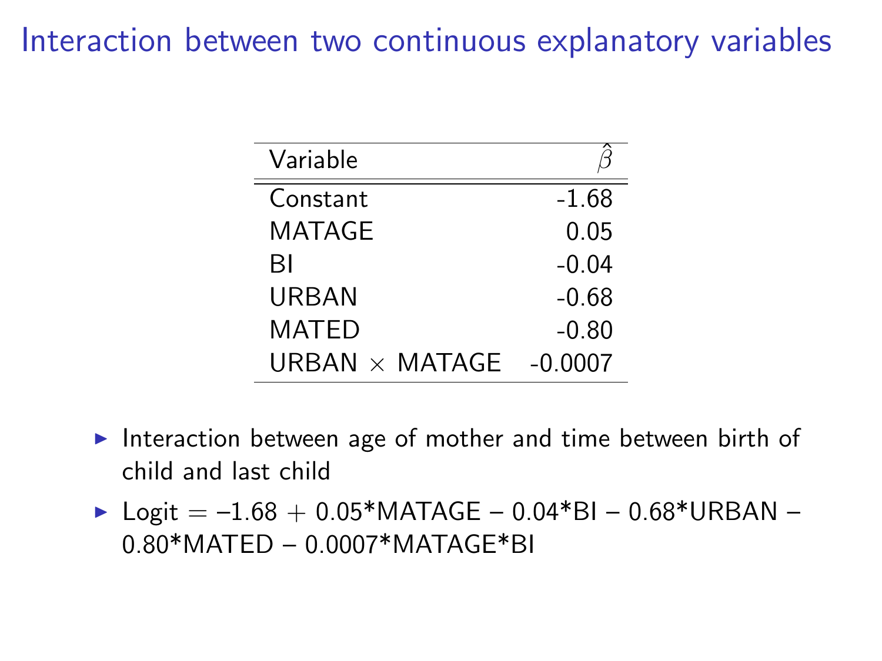# Interaction between two continuous explanatory variables

| Variable | $\hat{\beta}$ |
|---|---|
| Constant | -1.68 |
| MATAGE | 0.05 |
| BI | -0.04 |
| URBAN | -0.68 |
| MATED | -0.80 |
| URBAN $\times$ MATAGE | -0.0007 |

- Interaction between age of mother and time between birth of child and last child
- Logit = –1.68 + 0.05*MATAGE – 0.04*BI – 0.68*URBAN – 0.80*MATED – 0.0007*MATAGE*BI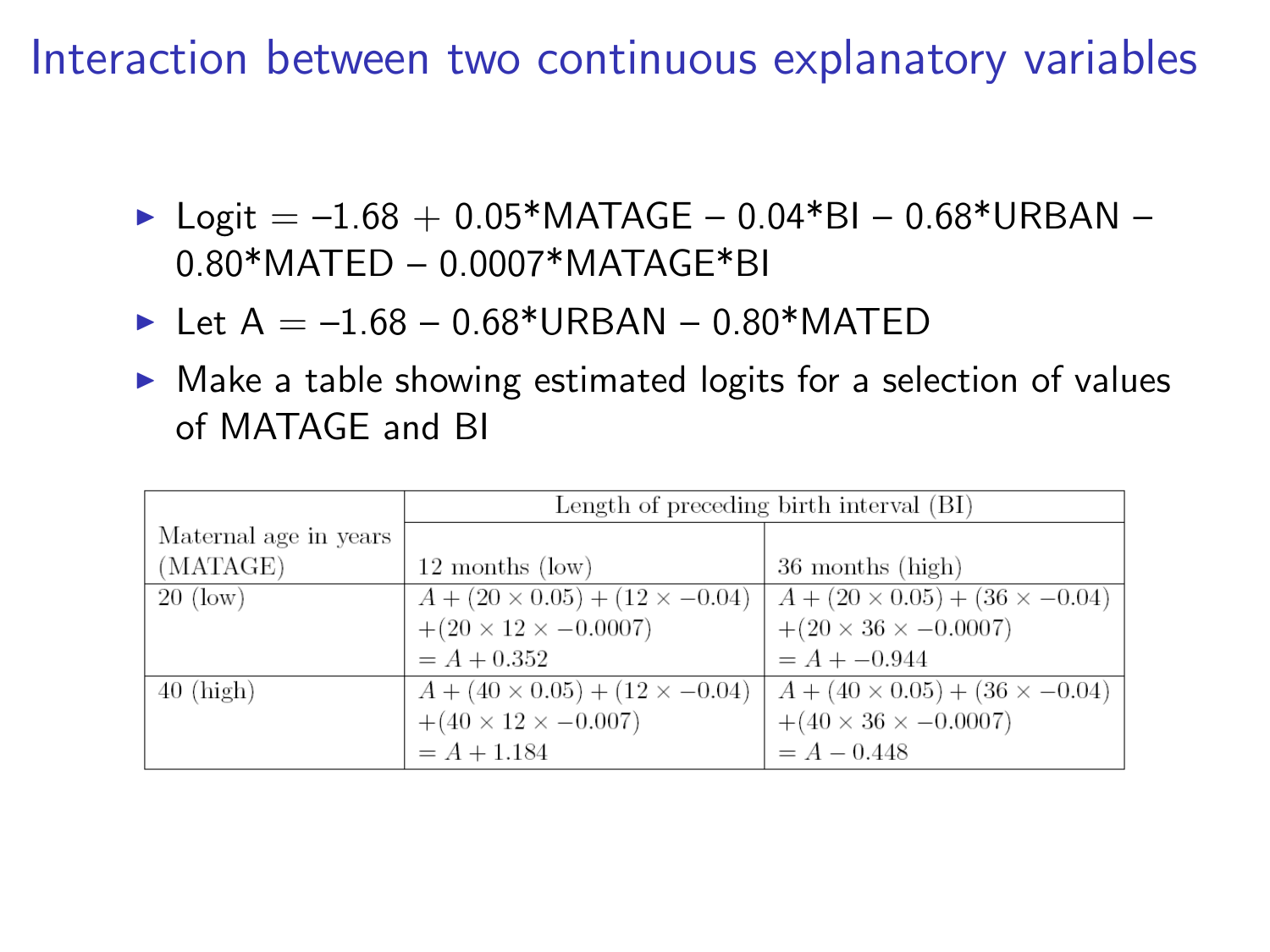# Interaction between two continuous explanatory variables

- Logit = –1.68 + 0.05*MATAGE – 0.04*BI – 0.68*URBAN – 0.80*MATED – 0.0007*MATAGE*BI
- Let A = –1.68 – 0.68*URBAN – 0.80*MATED
- Make a table showing estimated logits for a selection of values of MATAGE and BI

| Maternal age in years (MATAGE) | Length of preceding birth interval (BI) | |
|---|---|---|
| | 12 months (low) | 36 months (high) |
| 20 (low) | $A + (20 \times 0.05) + (12 \times -0.04)$ $+ (20 \times 12 \times -0.0007)$ $= A + 0.352$ | $A + (20 \times 0.05) + (36 \times -0.04)$ $+ (20 \times 36 \times -0.0007)$ $= A + -0.944$ |
| 40 (high) | $A + (40 \times 0.05) + (12 \times -0.04)$ $+ (40 \times 12 \times -0.007)$ $= A + 1.184$ | $A + (40 \times 0.05) + (36 \times -0.04)$ $+ (40 \times 36 \times -0.0007)$ $= A - 0.448$ |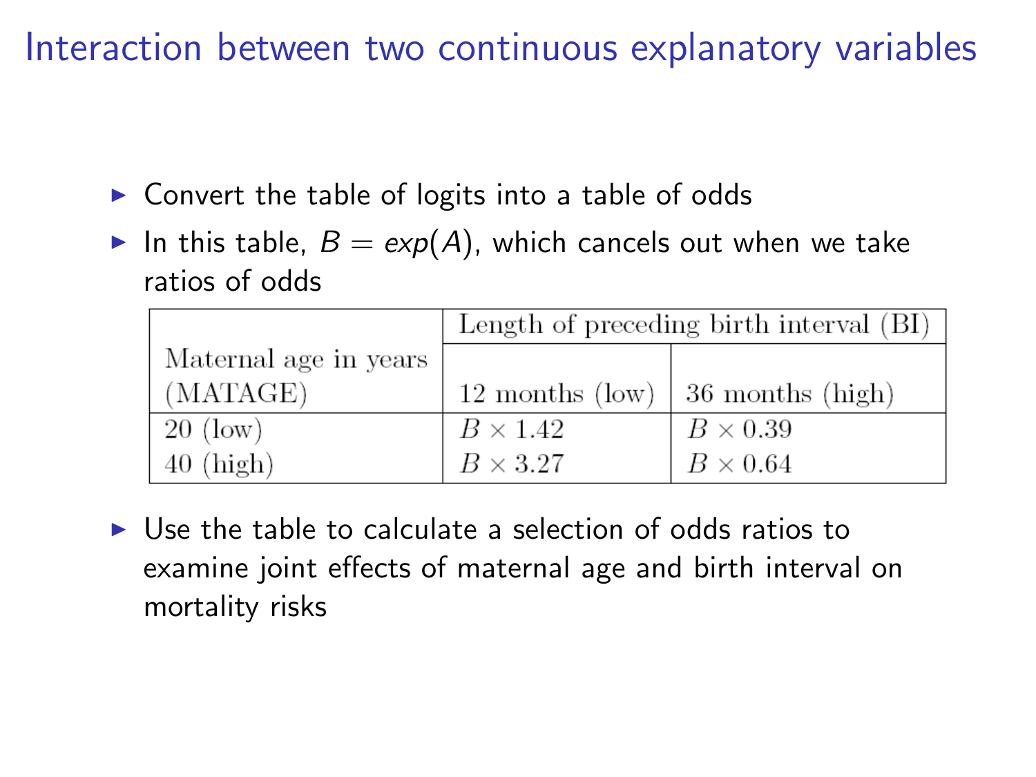# Interaction between two continuous explanatory variables

- Convert the table of logits into a table of odds
- In this table, $B = exp(A)$, which cancels out when we take ratios of odds

| Maternal age in years (MATAGE) | Length of preceding birth interval (BI) | |
|---|---|---|
| | 12 months (low) | 36 months (high) |
| 20 (low) | $B \times 1.42$ | $B \times 0.39$ |
| 40 (high) | $B \times 3.27$ | $B \times 0.64$ |

- Use the table to calculate a selection of odds ratios to examine joint effects of maternal age and birth interval on mortality risks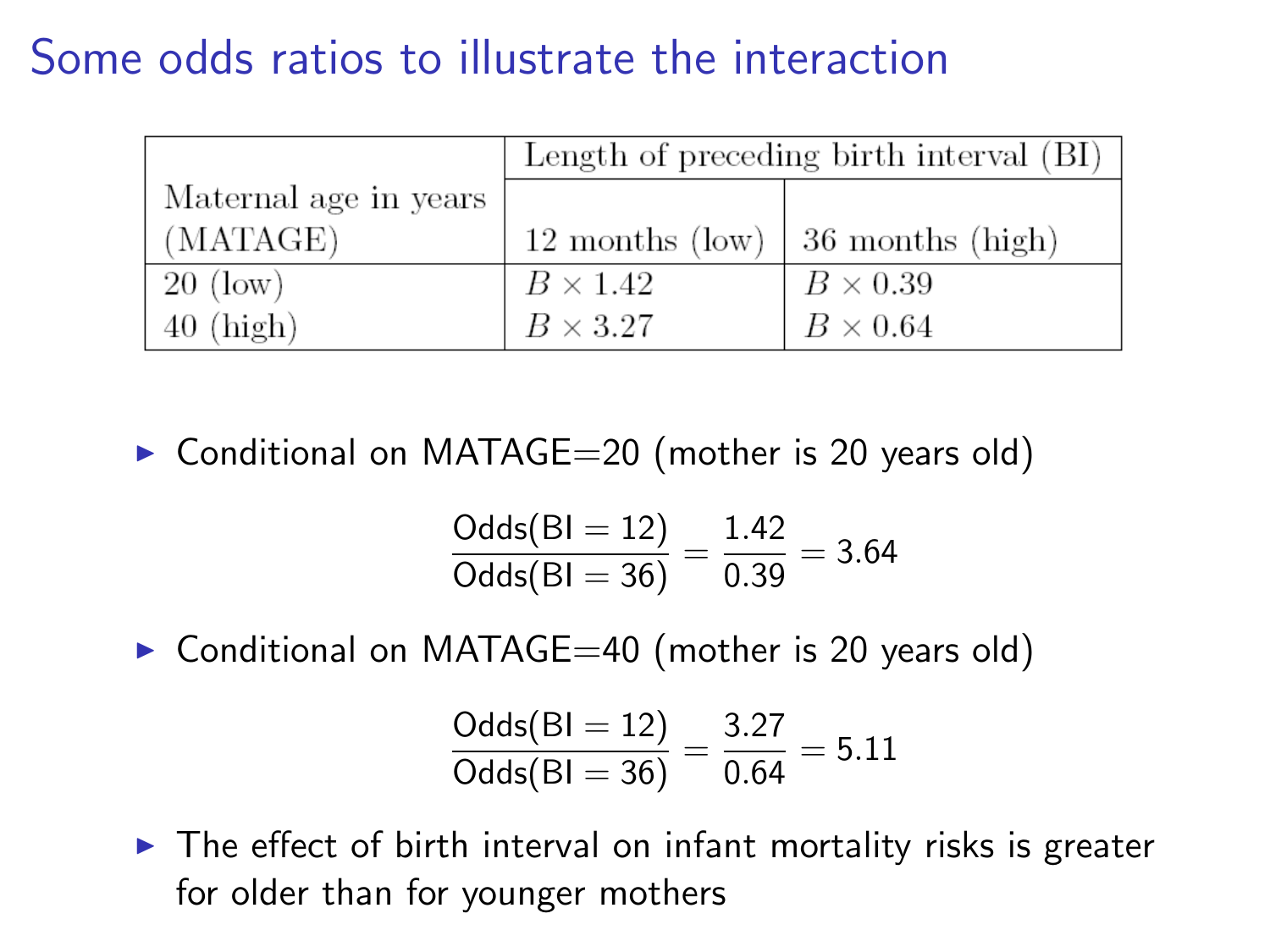# Some odds ratios to illustrate the interaction

| Maternal age in years (MATAGE) | Length of preceding birth interval (BI) | |
|---|---|---|
| | 12 months (low) | 36 months (high) |
| 20 (low) | $B \times 1.42$ | $B \times 0.39$ |
| 40 (high) | $B \times 3.27$ | $B \times 0.64$ |

- Conditional on MATAGE=20 (mother is 20 years old)

$$\frac{\text{Odds(BI} = 12)}{\text{Odds(BI} = 36)} = \frac{1.42}{0.39} = 3.64$$

- Conditional on MATAGE=40 (mother is 20 years old)

$$\frac{\text{Odds(BI} = 12)}{\text{Odds(BI} = 36)} = \frac{3.27}{0.64} = 5.11$$

- The effect of birth interval on infant mortality risks is greater for older than for younger mothers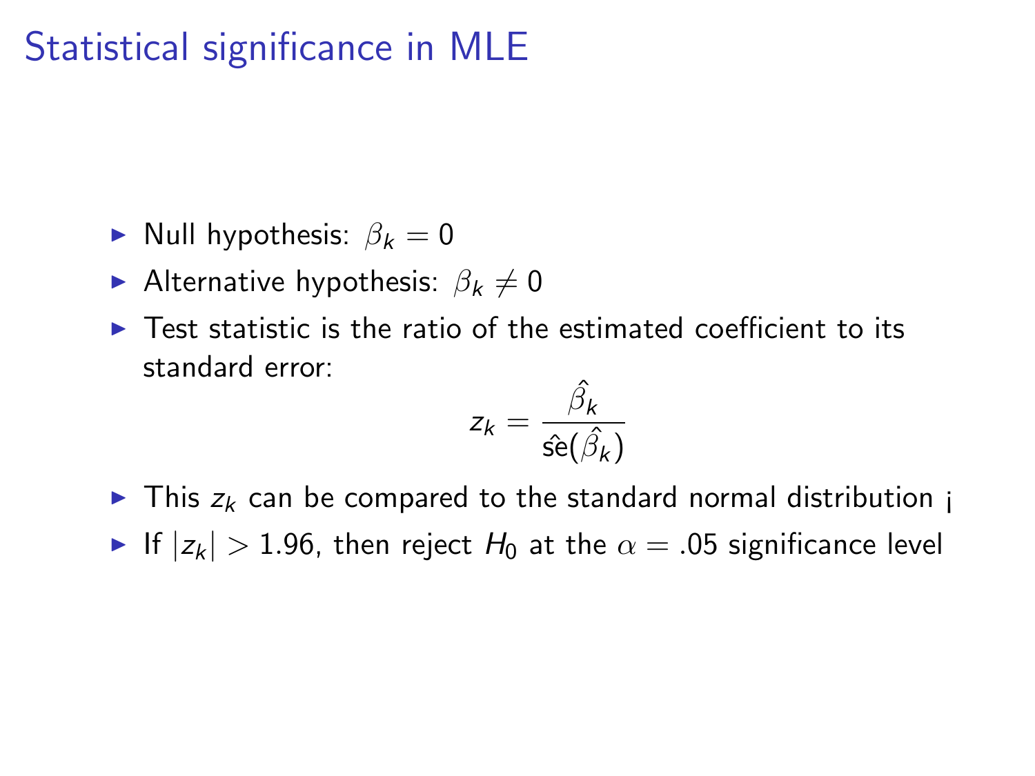# Statistical significance in MLE

- Null hypothesis: $\beta_k = 0$
- Alternative hypothesis: $\beta_k \neq 0$
- Test statistic is the ratio of the estimated coefficient to its standard error:

$$z_k = \frac{\hat{\beta}_k}{\hat{\text{se}}(\hat{\beta}_k)}$$

- This $z_k$ can be compared to the standard normal distribution ¡
- If $|z_k| > 1.96$, then reject $H_0$ at the $\alpha = .05$ significance level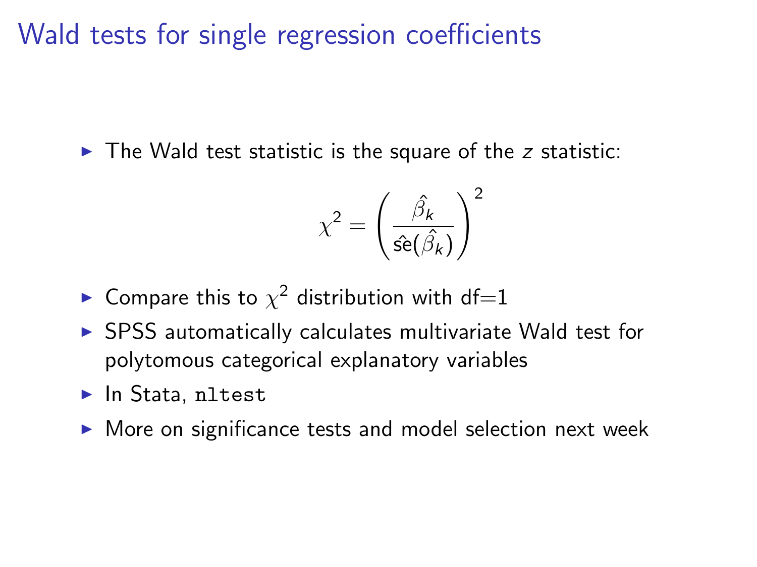# Wald tests for single regression coefficients

- The Wald test statistic is the square of the $z$ statistic:

$$\chi^2 = \left( \frac{\hat{\beta}_k}{\hat{\text{se}}(\hat{\beta}_k)} \right)^2$$

- Compare this to $\chi^2$ distribution with df=1
- SPSS automatically calculates multivariate Wald test for polytomous categorical explanatory variables
- In Stata, `nltest`
- More on significance tests and model selection next week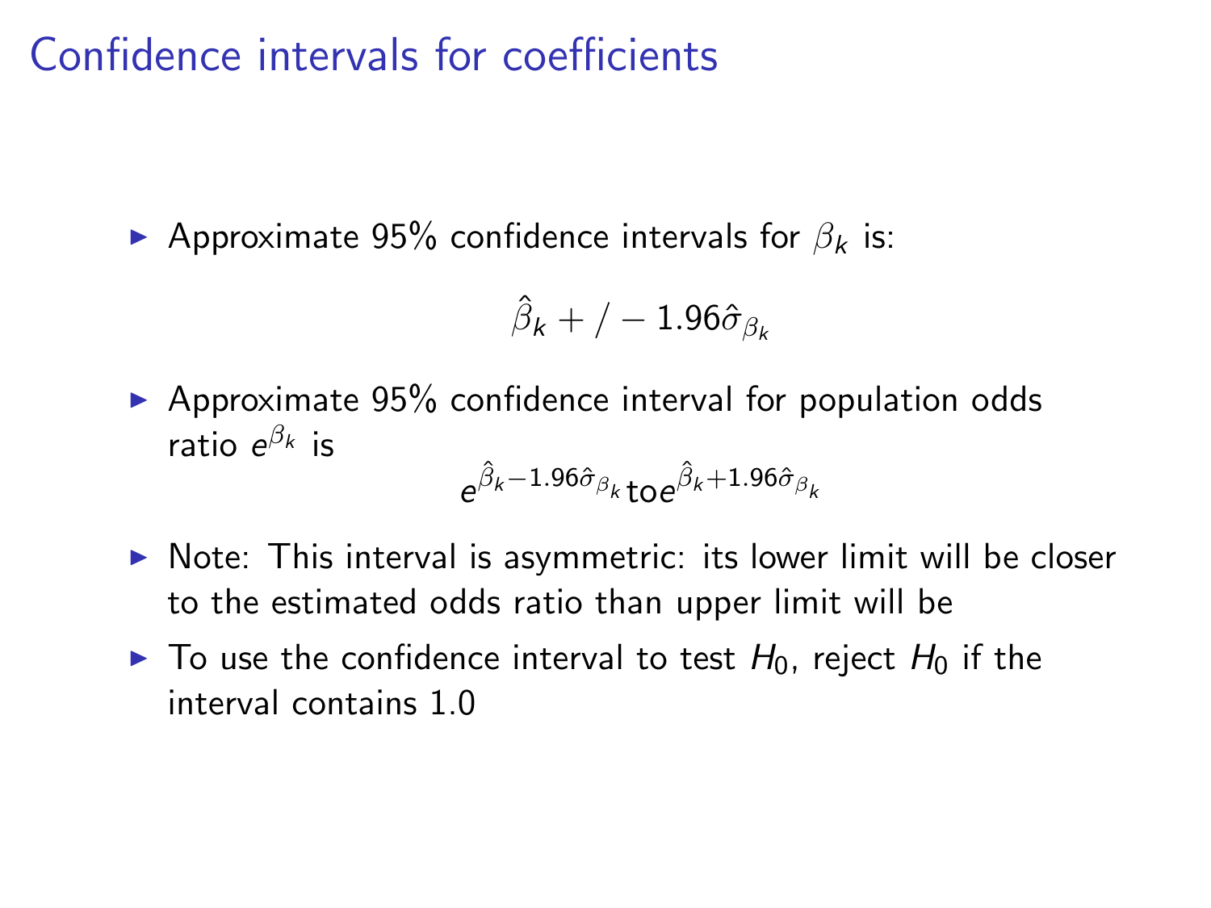# Confidence intervals for coefficients

- Approximate 95% confidence intervals for $\beta_k$ is:

$$\hat{\beta}_k + / - 1.96 \hat{\sigma}_{\beta_k}$$

- Approximate 95% confidence interval for population odds ratio $e^{\beta_k}$ is

$$e^{\hat{\beta}_k - 1.96 \hat{\sigma}_{\beta_k}} \text{to} e^{\hat{\beta}_k + 1.96 \hat{\sigma}_{\beta_k}}$$

- Note: This interval is asymmetric: its lower limit will be closer to the estimated odds ratio than upper limit will be
- To use the confidence interval to test $H_0$, reject $H_0$ if the interval contains 1.0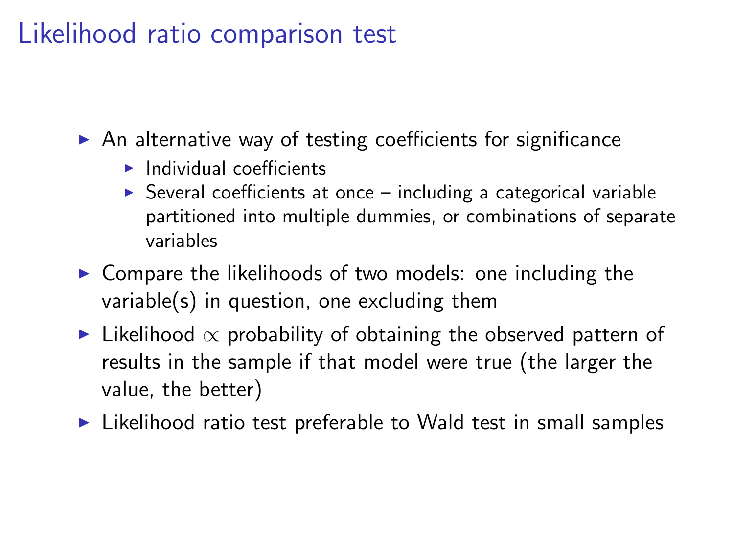# Likelihood ratio comparison test

- An alternative way of testing coefficients for significance
  - Individual coefficients
  - Several coefficients at once – including a categorical variable partitioned into multiple dummies, or combinations of separate variables
- Compare the likelihoods of two models: one including the variable(s) in question, one excluding them
- Likelihood $\propto$ probability of obtaining the observed pattern of results in the sample if that model were true (the larger the value, the better)
- Likelihood ratio test preferable to Wald test in small samples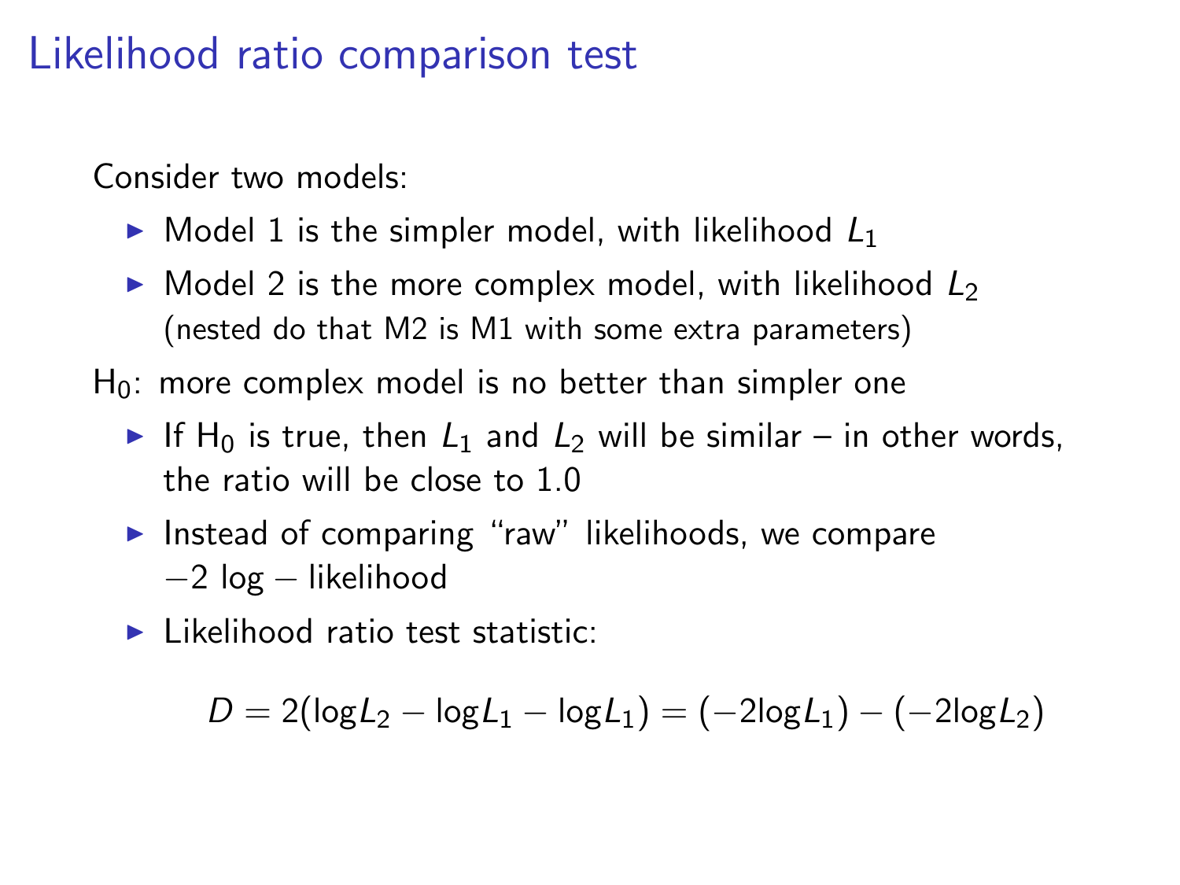# Likelihood ratio comparison test

Consider two models:

- Model 1 is the simpler model, with likelihood $L_1$
- Model 2 is the more complex model, with likelihood $L_2$ (nested do that M2 is M1 with some extra parameters)

$H_0$: more complex model is no better than simpler one

- If $H_0$ is true, then $L_1$ and $L_2$ will be similar – in other words, the ratio will be close to 1.0
- Instead of comparing "raw" likelihoods, we compare $-2 \log - \text{likelihood}$
- Likelihood ratio test statistic:

$$D = 2(\log L_2 - \log L_1 - \log L_1) = (-2\log L_1) - (-2\log L_2)$$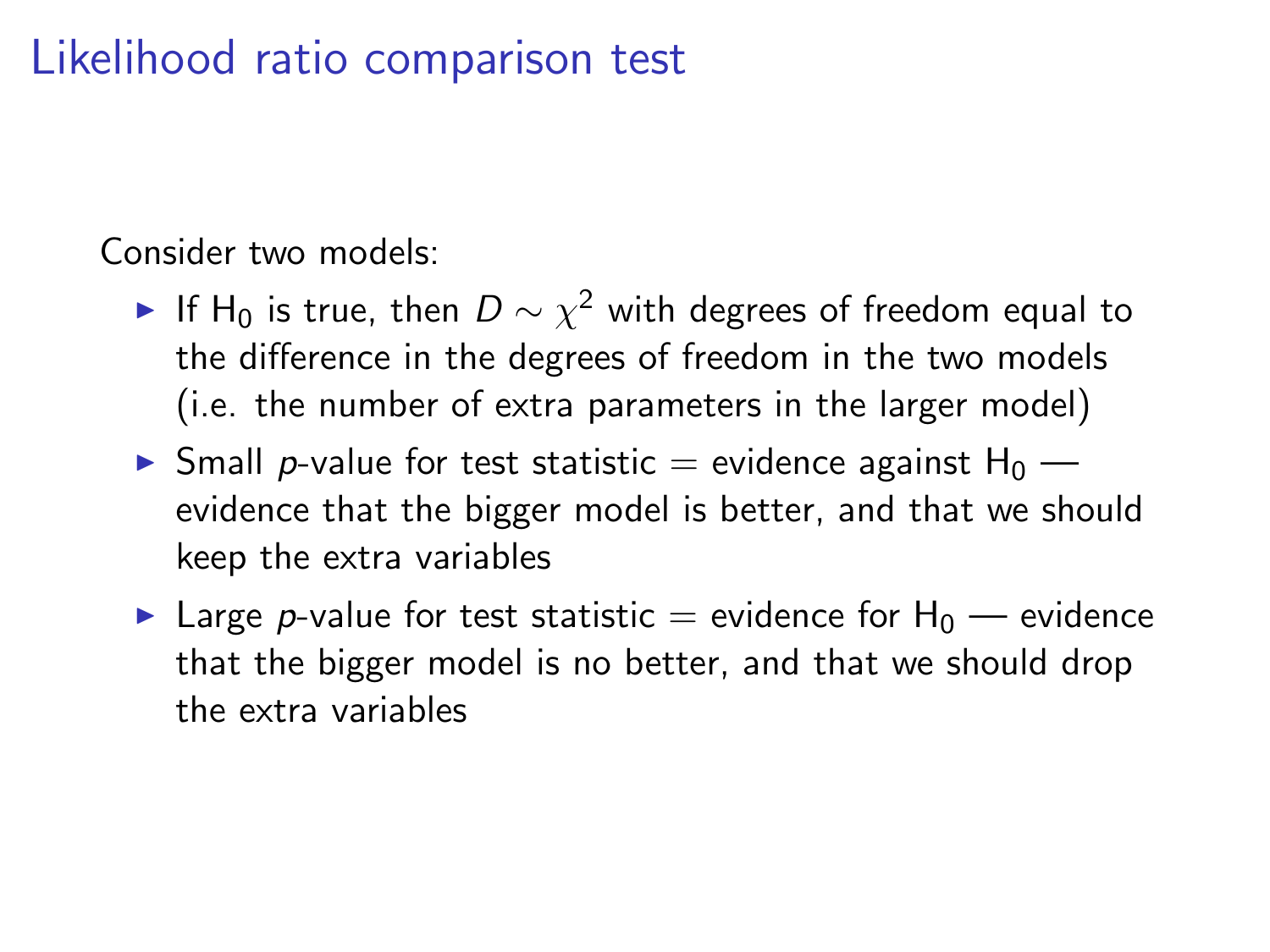# Likelihood ratio comparison test

Consider two models:

- If $H_0$ is true, then $D \sim \chi^2$ with degrees of freedom equal to the difference in the degrees of freedom in the two models (i.e. the number of extra parameters in the larger model)
- Small $p$-value for test statistic = evidence against $H_0$ — evidence that the bigger model is better, and that we should keep the extra variables
- Large $p$-value for test statistic = evidence for $H_0$ — evidence that the bigger model is no better, and that we should drop the extra variables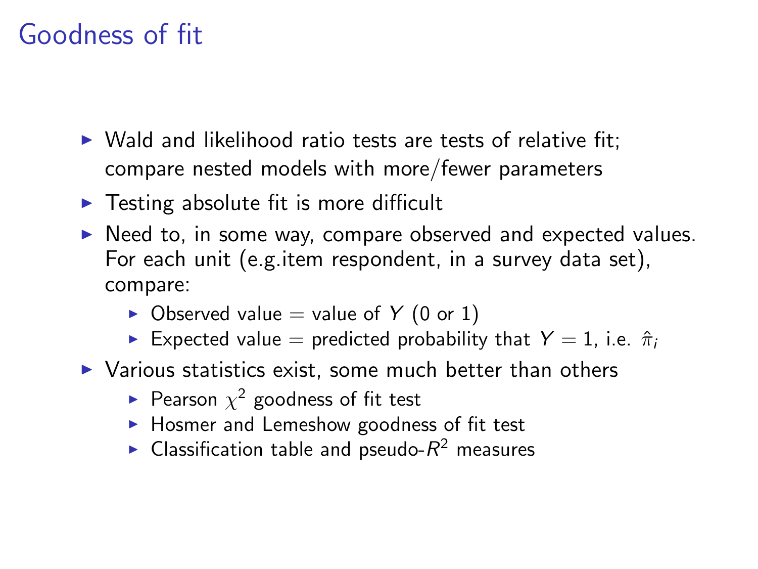# Goodness of fit

- Wald and likelihood ratio tests are tests of relative fit; compare nested models with more/fewer parameters
- Testing absolute fit is more difficult
- Need to, in some way, compare observed and expected values. For each unit (e.g.item respondent, in a survey data set), compare:
  - Observed value = value of $Y$ (0 or 1)
  - Expected value = predicted probability that $Y = 1$, i.e. $\hat{\pi}_i$
- Various statistics exist, some much better than others
  - Pearson $\chi^2$ goodness of fit test
  - Hosmer and Lemeshow goodness of fit test
  - Classification table and pseudo-$R^2$ measures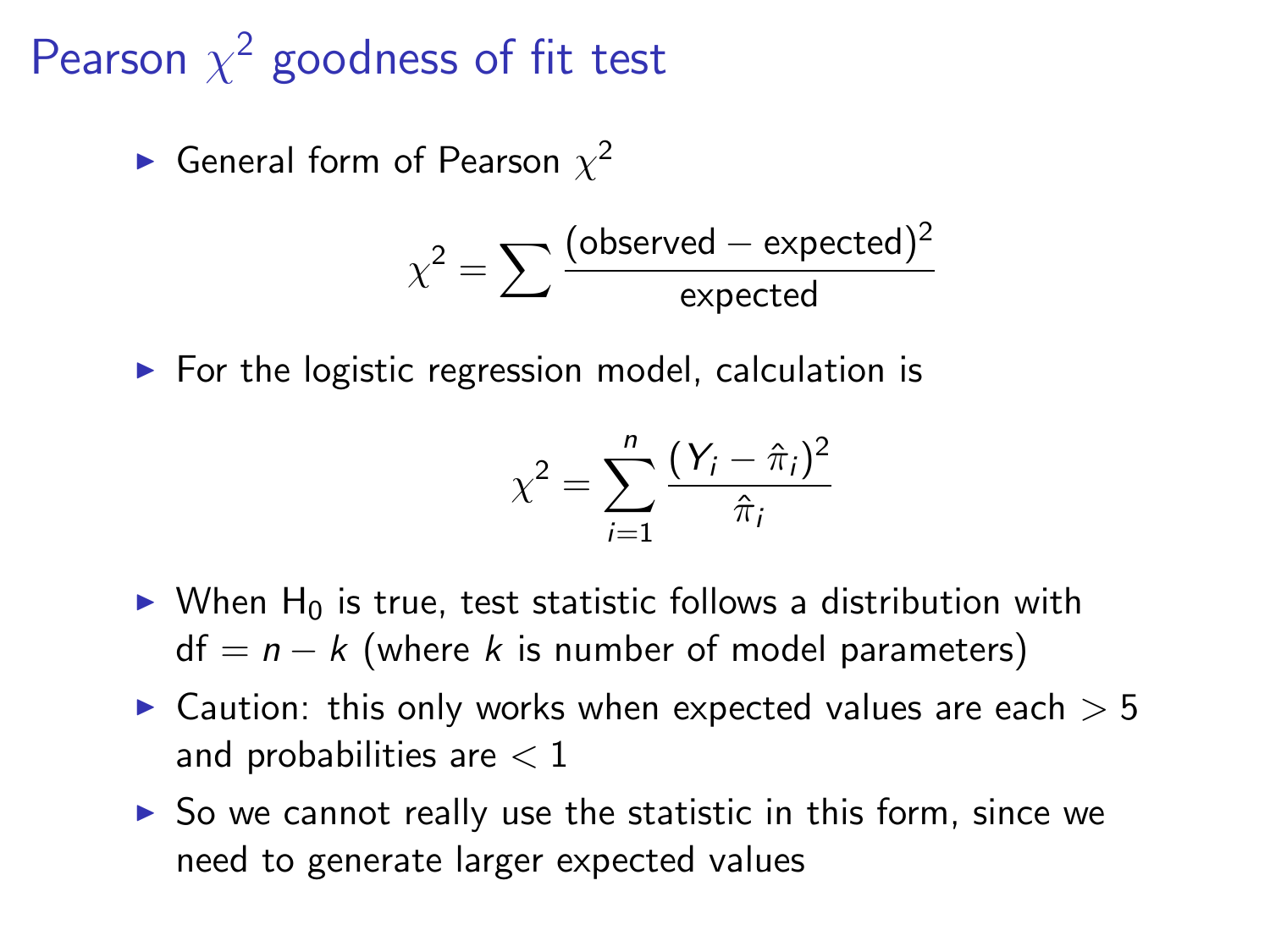# Pearson $\chi^2$ goodness of fit test

- General form of Pearson $\chi^2$

$$\chi^2 = \sum \frac{(\text{observed} - \text{expected})^2}{\text{expected}}$$

- For the logistic regression model, calculation is

$$\chi^2 = \sum_{i=1}^{n} \frac{(Y_i - \hat{\pi}_i)^2}{\hat{\pi}_i}$$

- When $H_0$ is true, test statistic follows a distribution with df $= n - k$ (where $k$ is number of model parameters)
- Caution: this only works when expected values are each $> 5$ and probabilities are $< 1$
- So we cannot really use the statistic in this form, since we need to generate larger expected values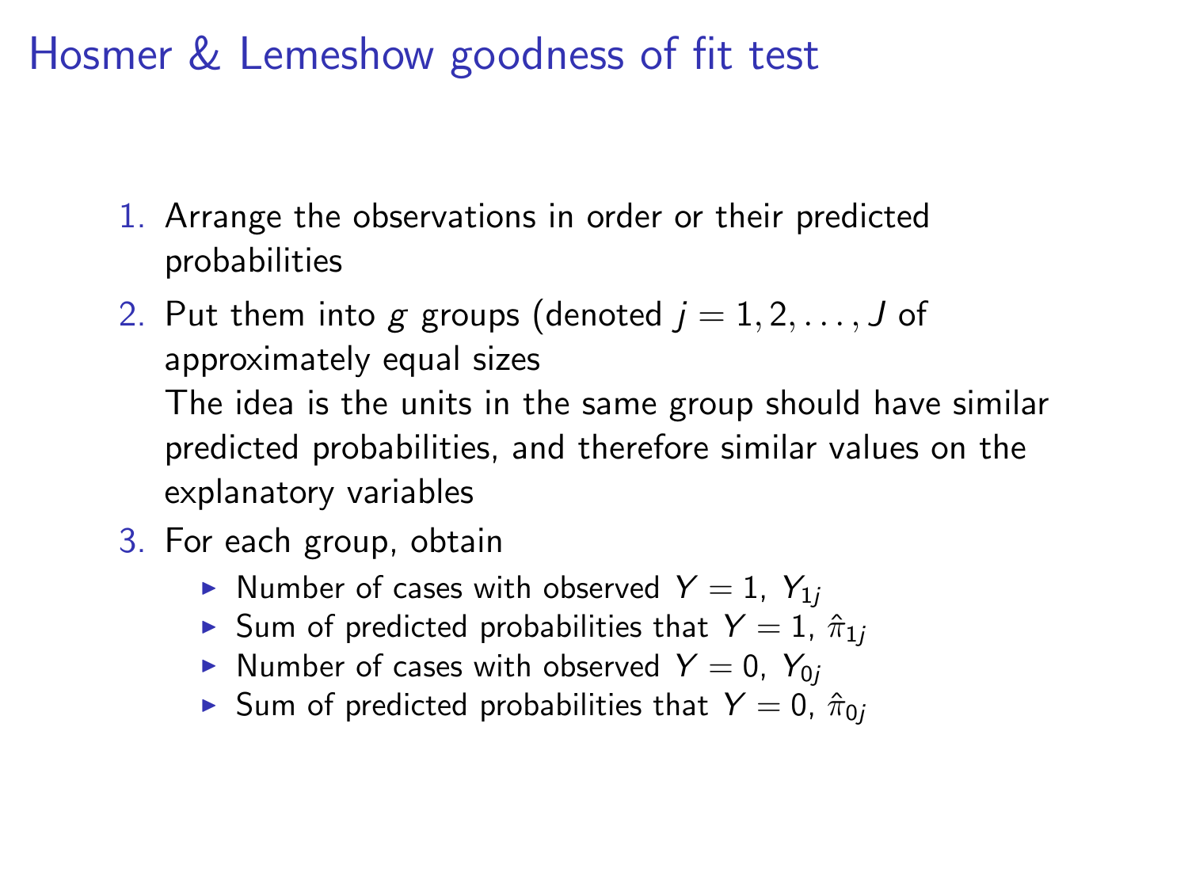# Hosmer & Lemeshow goodness of fit test

1. Arrange the observations in order or their predicted probabilities
2. Put them into $g$ groups (denoted $j = 1, 2, \ldots, J$ of approximately equal sizes
   The idea is the units in the same group should have similar predicted probabilities, and therefore similar values on the explanatory variables
3. For each group, obtain
   - Number of cases with observed $Y = 1$, $Y_{1j}$
   - Sum of predicted probabilities that $Y = 1$, $\hat{\pi}_{1j}$
   - Number of cases with observed $Y = 0$, $Y_{0j}$
   - Sum of predicted probabilities that $Y = 0$, $\hat{\pi}_{0j}$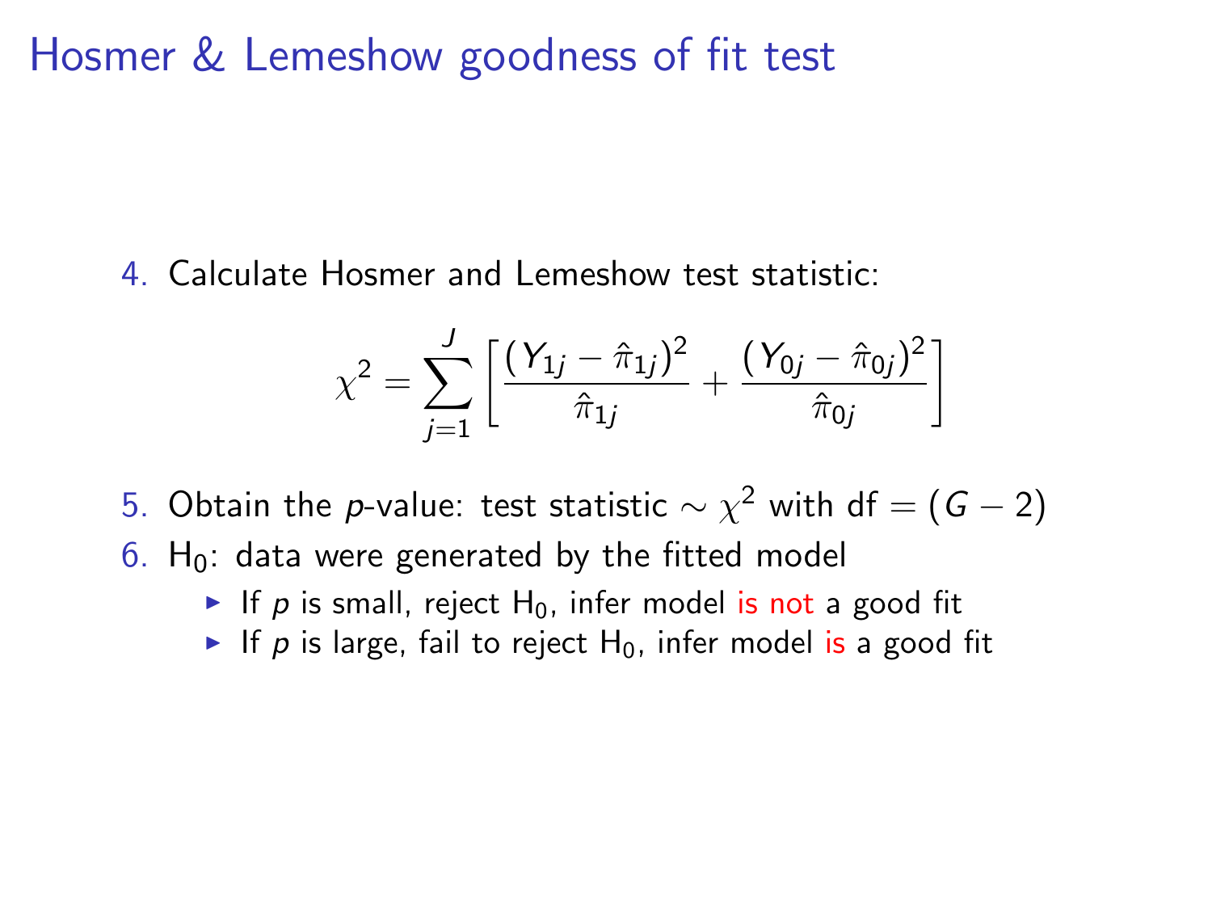# Hosmer & Lemeshow goodness of fit test

4. Calculate Hosmer and Lemeshow test statistic:

$$\chi^2 = \sum_{j=1}^{J} \left[ \frac{(Y_{1j} - \hat{\pi}_{1j})^2}{\hat{\pi}_{1j}} + \frac{(Y_{0j} - \hat{\pi}_{0j})^2}{\hat{\pi}_{0j}} \right]$$

5. Obtain the $p$-value: test statistic $\sim \chi^2$ with df $= (G - 2)$
6. $\text{H}_0$: data were generated by the fitted model
   - If $p$ is small, reject $\text{H}_0$, infer model is not a good fit
   - If $p$ is large, fail to reject $\text{H}_0$, infer model is a good fit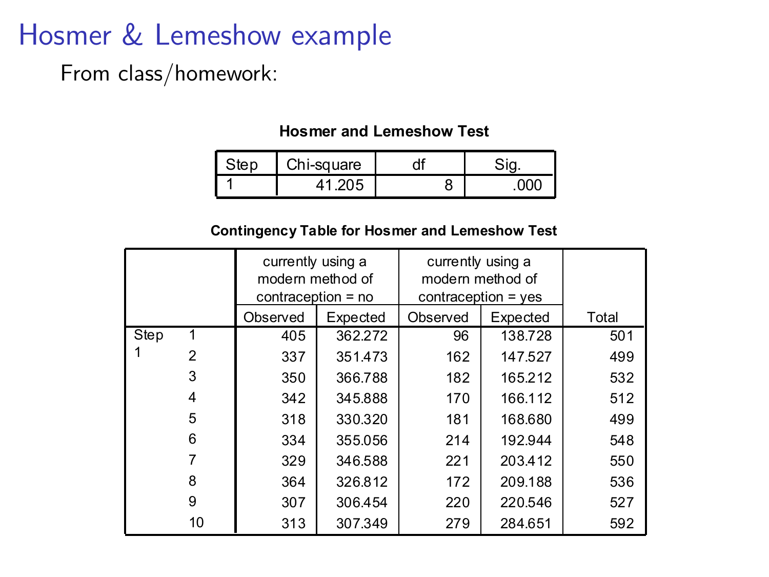# Hosmer & Lemeshow example

From class/homework:

**Hosmer and Lemeshow Test**

| Step | Chi-square | df | Sig. |
|---|---|---|---|
| 1 | 41.205 | 8 | .000 |

**Contingency Table for Hosmer and Lemeshow Test**

| | | currently using a modern method of contraception = no | | currently using a modern method of contraception = yes | | |
|---|---|---|---|---|---|---|
| | | Observed | Expected | Observed | Expected | Total |
| Step 1 | 1 | 405 | 362.272 | 96 | 138.728 | 501 |
| | 2 | 337 | 351.473 | 162 | 147.527 | 499 |
| | 3 | 350 | 366.788 | 182 | 165.212 | 532 |
| | 4 | 342 | 345.888 | 170 | 166.112 | 512 |
| | 5 | 318 | 330.320 | 181 | 168.680 | 499 |
| | 6 | 334 | 355.056 | 214 | 192.944 | 548 |
| | 7 | 329 | 346.588 | 221 | 203.412 | 550 |
| | 8 | 364 | 326.812 | 172 | 209.188 | 536 |
| | 9 | 307 | 306.454 | 220 | 220.546 | 527 |
| | 10 | 313 | 307.349 | 279 | 284.651 | 592 |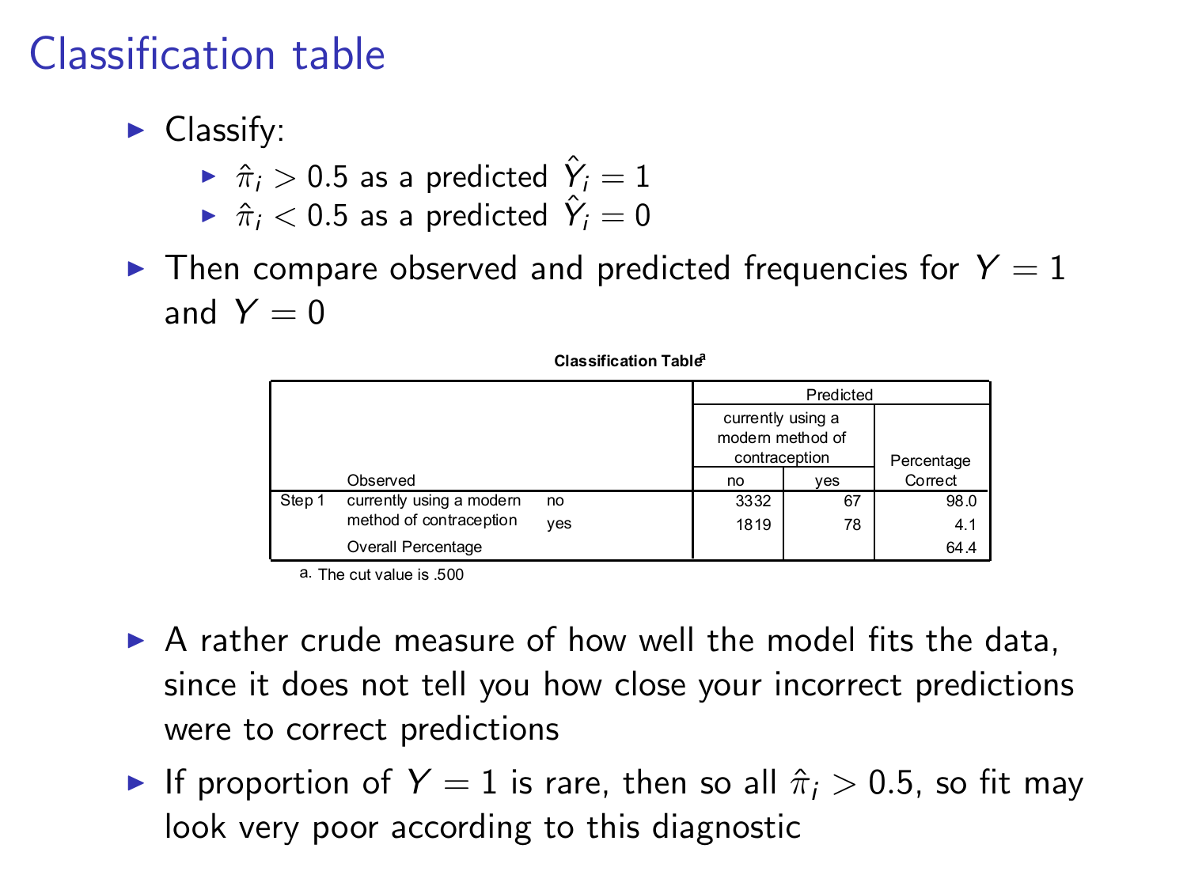# Classification table

- Classify:
  - $\hat{\pi}_i > 0.5$ as a predicted $\hat{Y}_i = 1$
  - $\hat{\pi}_i < 0.5$ as a predicted $\hat{Y}_i = 0$
- Then compare observed and predicted frequencies for $Y = 1$ and $Y = 0$

**Classification Table**[a]

| | Observed | | Predicted: currently using a modern method of contraception — no | Predicted: currently using a modern method of contraception — yes | Percentage Correct |
|---|---|---|---|---|---|
| Step 1 | currently using a modern method of contraception | no | 3332 | 67 | 98.0 |
| | | yes | 1819 | 78 | 4.1 |
| | Overall Percentage | | | | 64.4 |

a. The cut value is .500

- A rather crude measure of how well the model fits the data, since it does not tell you how close your incorrect predictions were to correct predictions
- If proportion of $Y = 1$ is rare, then so all $\hat{\pi}_i > 0.5$, so fit may look very poor according to this diagnostic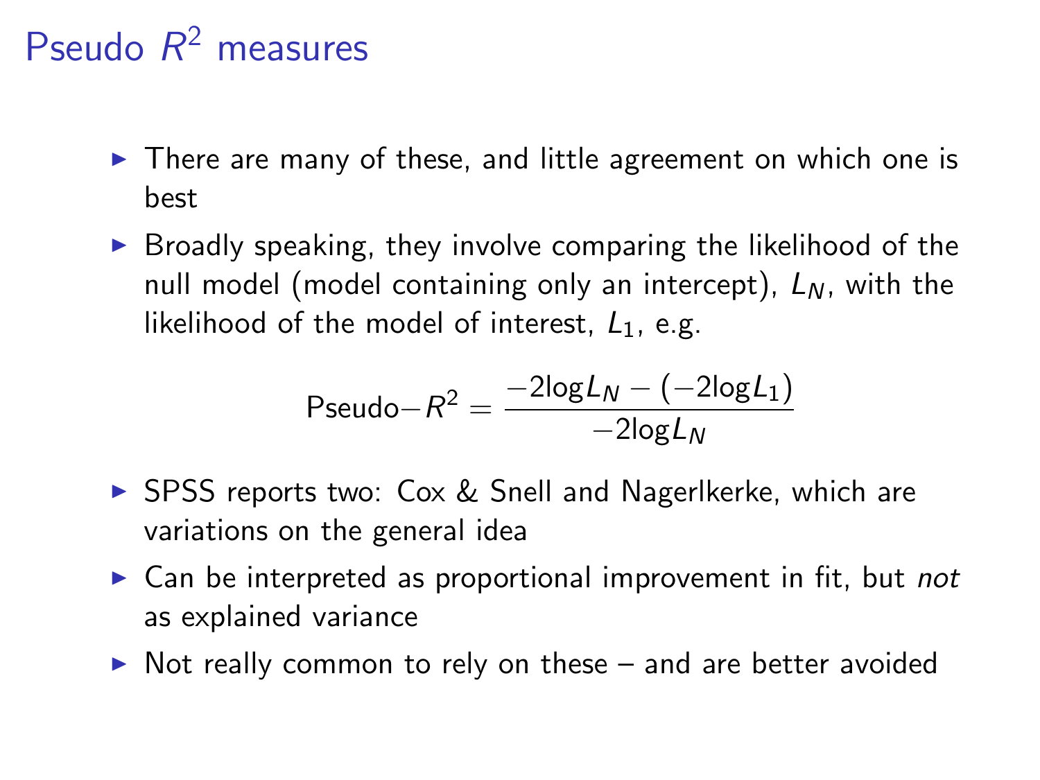# Pseudo $R^2$ measures

- There are many of these, and little agreement on which one is best
- Broadly speaking, they involve comparing the likelihood of the null model (model containing only an intercept), $L_N$, with the likelihood of the model of interest, $L_1$, e.g.

$$\text{Pseudo}-R^2 = \frac{-2\log L_N - (-2\log L_1)}{-2\log L_N}$$

- SPSS reports two: Cox & Snell and Nagerlkerke, which are variations on the general idea
- Can be interpreted as proportional improvement in fit, but *not* as explained variance
- Not really common to rely on these – and are better avoided